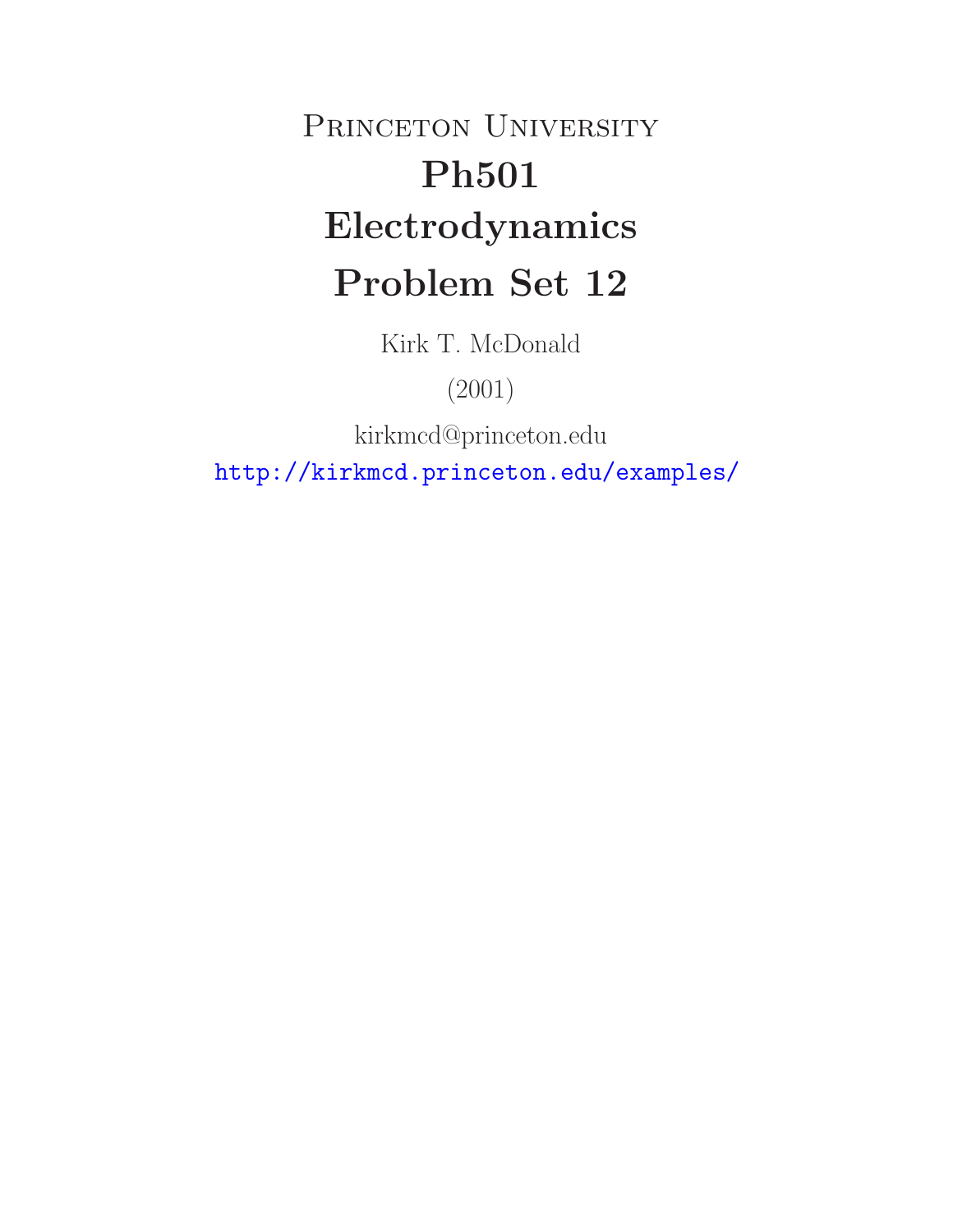# Princeton University

# Ph501

# Electrodynamics

# Problem Set 12

Kirk T. McDonald

(2001)

kirkmcd@princeton.edu

http://kirkmcd.princeton.edu/examples/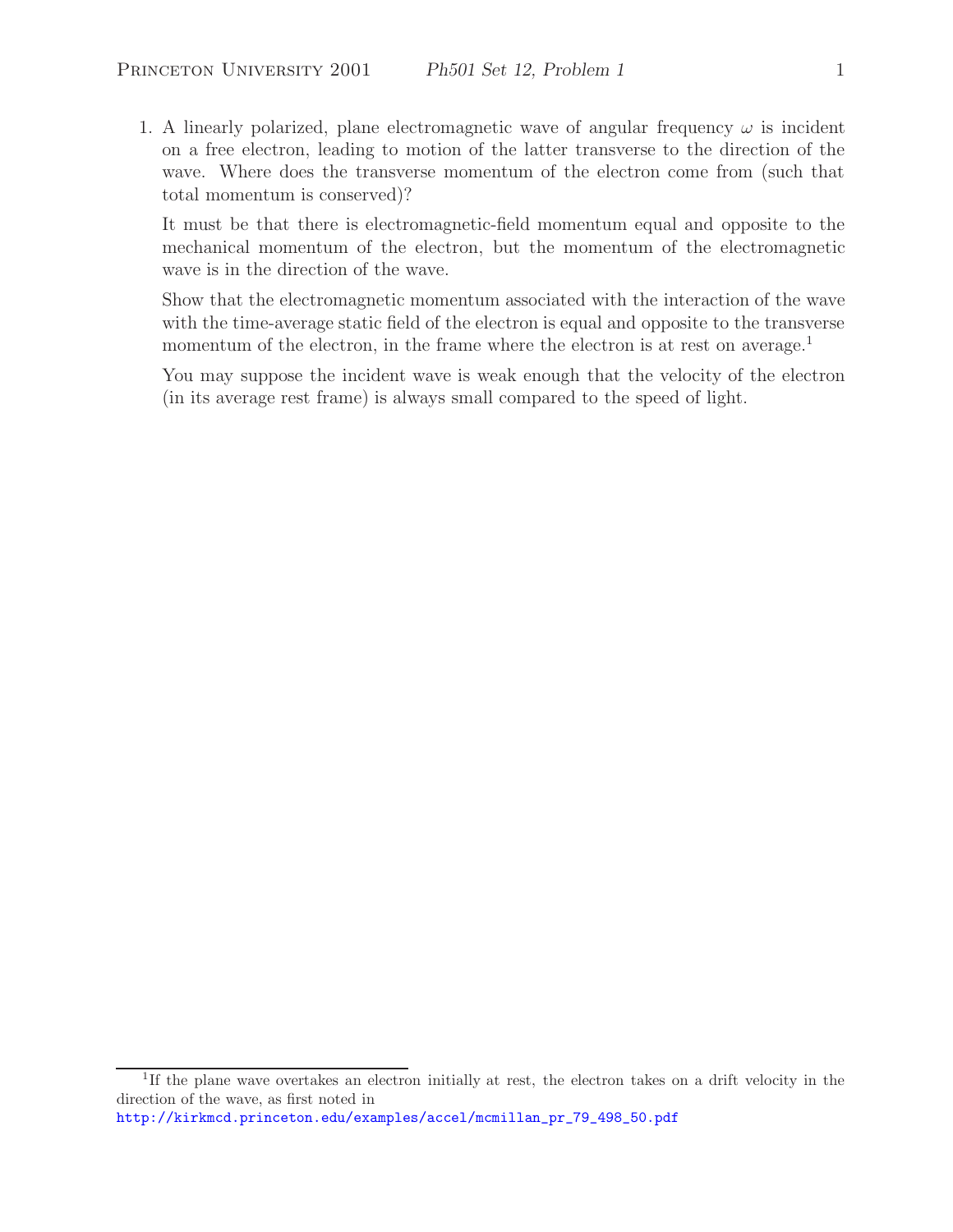1. A linearly polarized, plane electromagnetic wave of angular frequency $\omega$ is incident on a free electron, leading to motion of the latter transverse to the direction of the wave. Where does the transverse momentum of the electron come from (such that total momentum is conserved)?

   It must be that there is electromagnetic-field momentum equal and opposite to the mechanical momentum of the electron, but the momentum of the electromagnetic wave is in the direction of the wave.

   Show that the electromagnetic momentum associated with the interaction of the wave with the time-average static field of the electron is equal and opposite to the transverse momentum of the electron, in the frame where the electron is at rest on average.[1]

   You may suppose the incident wave is weak enough that the velocity of the electron (in its average rest frame) is always small compared to the speed of light.

---

[1] If the plane wave overtakes an electron initially at rest, the electron takes on a drift velocity in the direction of the wave, as first noted in
http://kirkmcd.princeton.edu/examples/accel/mcmillan_pr_79_498_50.pdf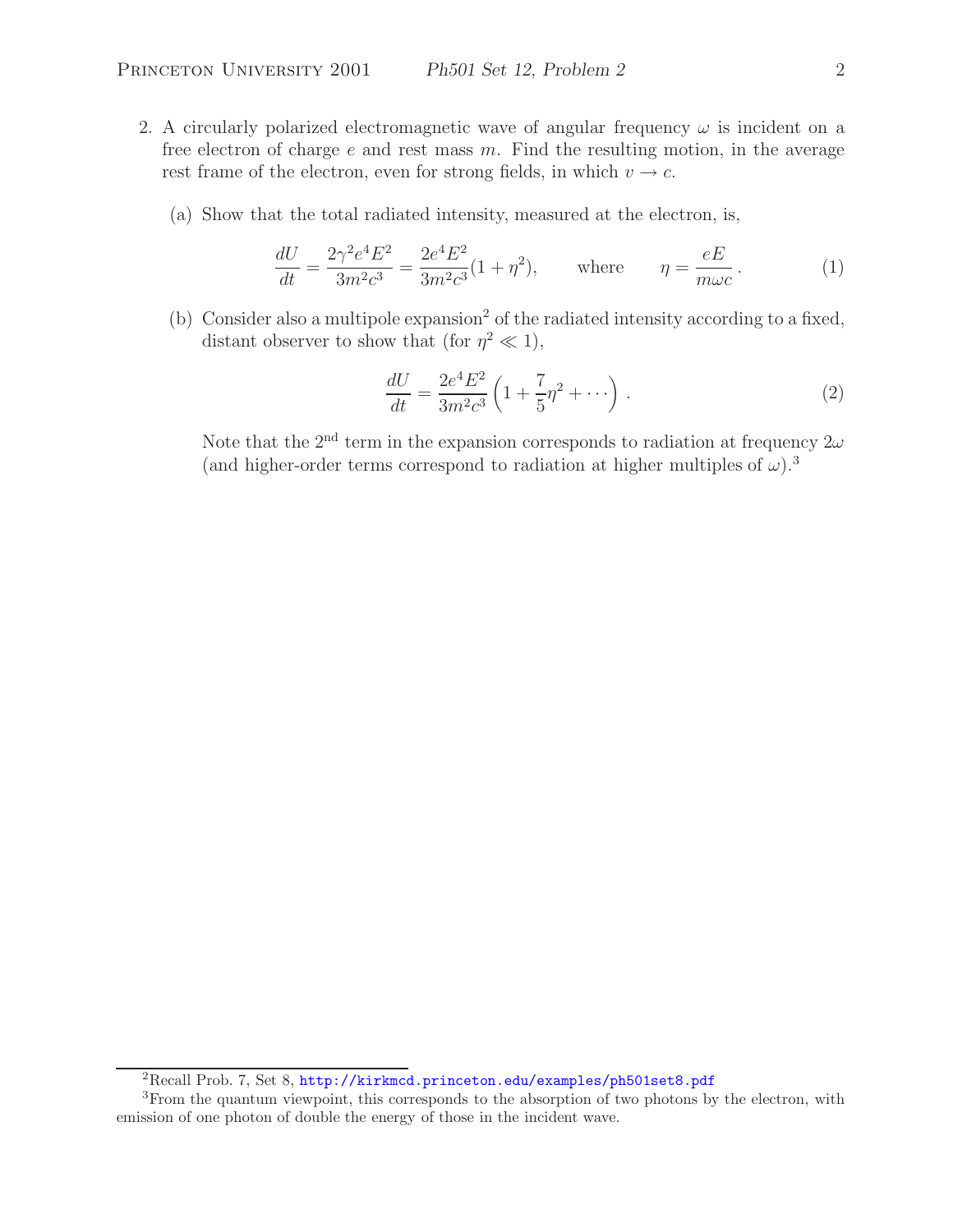2. A circularly polarized electromagnetic wave of angular frequency $\omega$ is incident on a free electron of charge $e$ and rest mass $m$. Find the resulting motion, in the average rest frame of the electron, even for strong fields, in which $v \to c$.

   (a) Show that the total radiated intensity, measured at the electron, is,

$$\frac{dU}{dt} = \frac{2\gamma^2 e^4 E^2}{3m^2c^3} = \frac{2e^4E^2}{3m^2c^3}(1+\eta^2), \qquad \text{where} \qquad \eta = \frac{eE}{m\omega c}\,. \tag{1}$$

   (b) Consider also a multipole expansion[2] of the radiated intensity according to a fixed, distant observer to show that (for $\eta^2 \ll 1$),

$$\frac{dU}{dt} = \frac{2e^4E^2}{3m^2c^3}\left(1 + \frac{7}{5}\eta^2 + \cdots\right). \tag{2}$$

   Note that the 2nd term in the expansion corresponds to radiation at frequency $2\omega$ (and higher-order terms correspond to radiation at higher multiples of $\omega$).[3]

[2] Recall Prob. 7, Set 8, http://kirkmcd.princeton.edu/examples/ph501set8.pdf

[3] From the quantum viewpoint, this corresponds to the absorption of two photons by the electron, with emission of one photon of double the energy of those in the incident wave.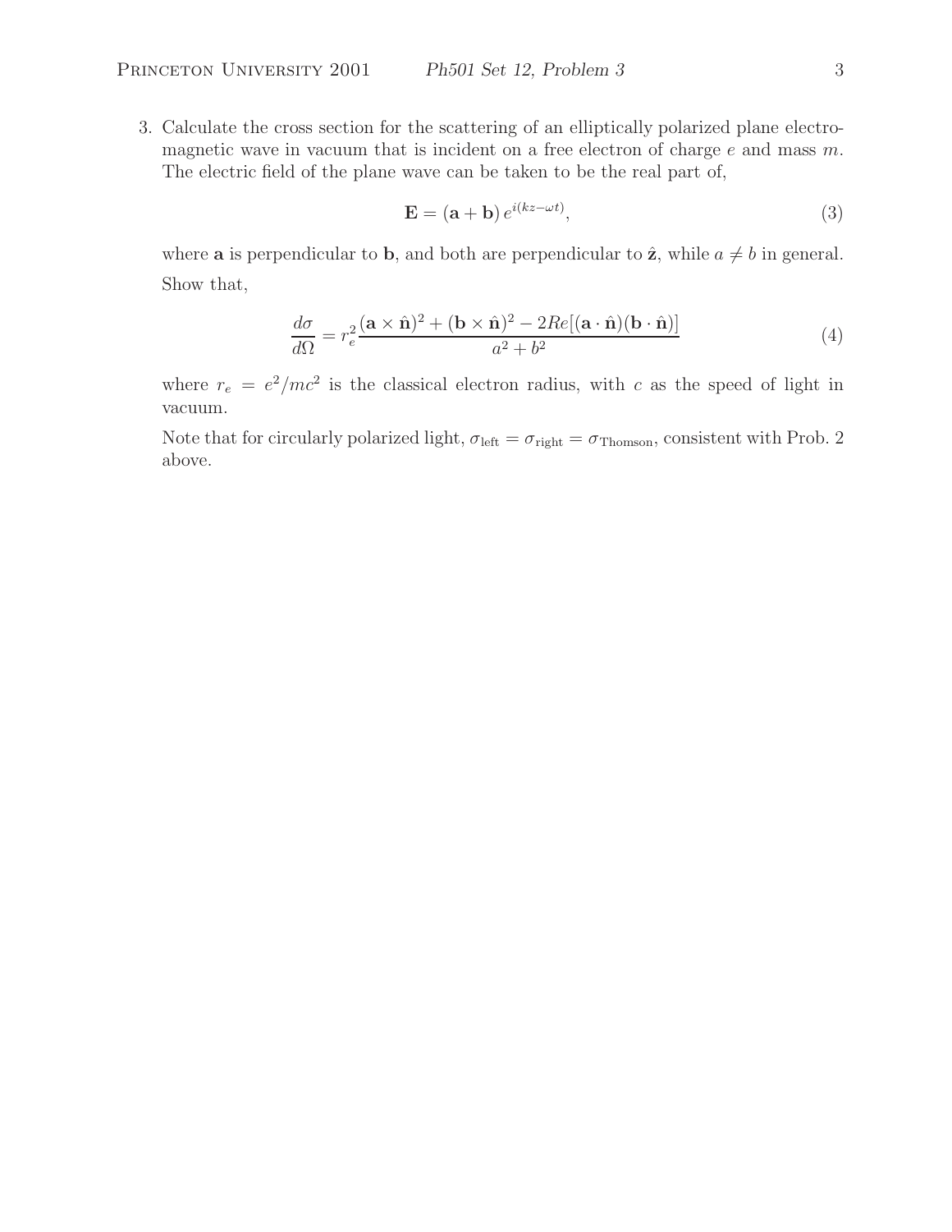3. Calculate the cross section for the scattering of an elliptically polarized plane electromagnetic wave in vacuum that is incident on a free electron of charge $e$ and mass $m$. The electric field of the plane wave can be taken to be the real part of,

$$\mathbf{E} = (\mathbf{a} + \mathbf{b})\, e^{i(kz - \omega t)}, \tag{3}$$

where $\mathbf{a}$ is perpendicular to $\mathbf{b}$, and both are perpendicular to $\hat{\mathbf{z}}$, while $a \neq b$ in general.

Show that,

$$\frac{d\sigma}{d\Omega} = r_e^2 \frac{(\mathbf{a} \times \hat{\mathbf{n}})^2 + (\mathbf{b} \times \hat{\mathbf{n}})^2 - 2Re[(\mathbf{a} \cdot \hat{\mathbf{n}})(\mathbf{b} \cdot \hat{\mathbf{n}})]}{a^2 + b^2} \tag{4}$$

where $r_e = e^2/mc^2$ is the classical electron radius, with $c$ as the speed of light in vacuum.

Note that for circularly polarized light, $\sigma_{\text{left}} = \sigma_{\text{right}} = \sigma_{\text{Thomson}}$, consistent with Prob. 2 above.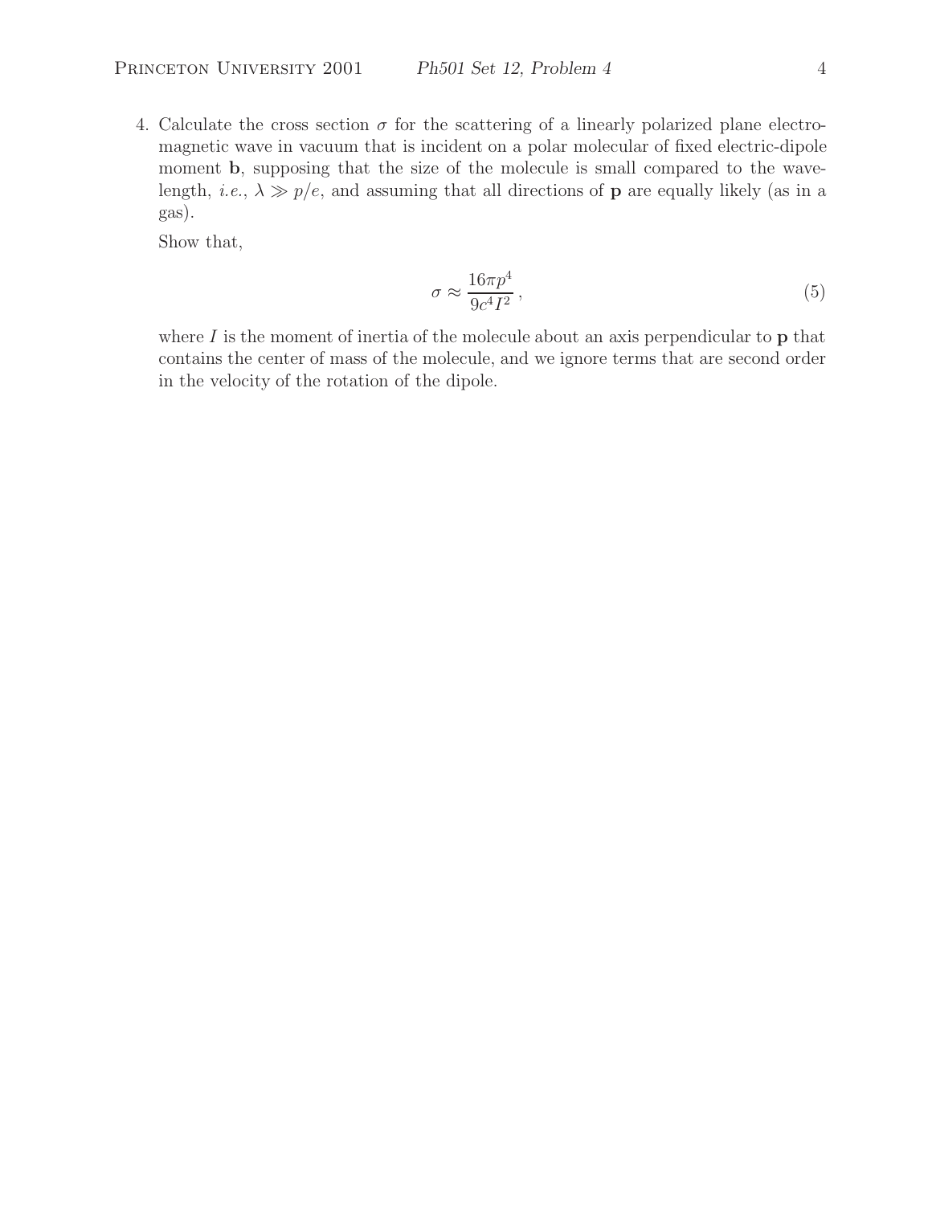4. Calculate the cross section $\sigma$ for the scattering of a linearly polarized plane electromagnetic wave in vacuum that is incident on a polar molecular of fixed electric-dipole moment $\mathbf{b}$, supposing that the size of the molecule is small compared to the wavelength, *i.e.*, $\lambda \gg p/e$, and assuming that all directions of $\mathbf{p}$ are equally likely (as in a gas).

   Show that,

$$\sigma \approx \frac{16\pi p^4}{9c^4 I^2}, \tag{5}$$

   where $I$ is the moment of inertia of the molecule about an axis perpendicular to $\mathbf{p}$ that contains the center of mass of the molecule, and we ignore terms that are second order in the velocity of the rotation of the dipole.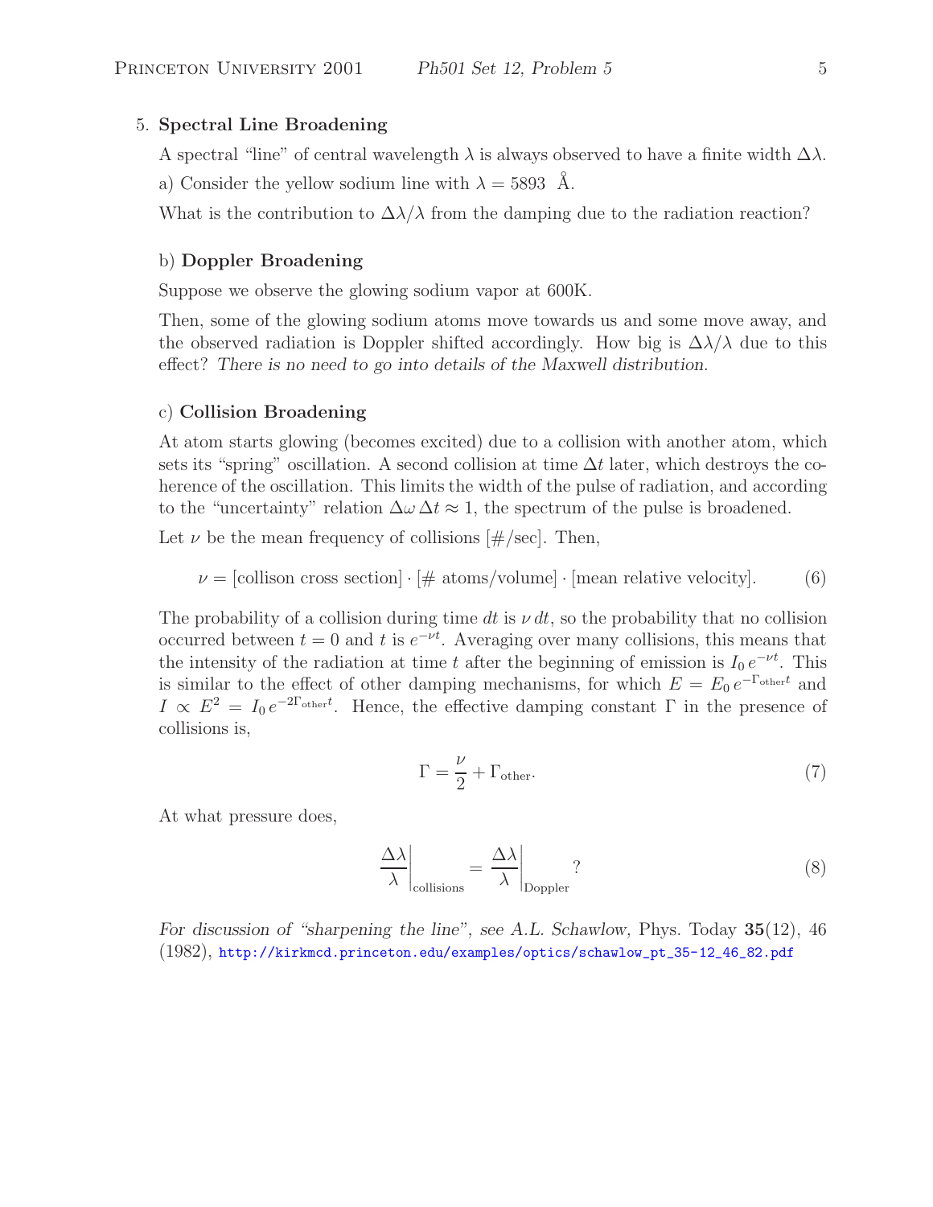5. **Spectral Line Broadening**

A spectral "line" of central wavelength $\lambda$ is always observed to have a finite width $\Delta\lambda$.

a) Consider the yellow sodium line with $\lambda = 5893$ Å.

What is the contribution to $\Delta\lambda/\lambda$ from the damping due to the radiation reaction?

b) **Doppler Broadening**

Suppose we observe the glowing sodium vapor at 600K.

Then, some of the glowing sodium atoms move towards us and some move away, and the observed radiation is Doppler shifted accordingly. How big is $\Delta\lambda/\lambda$ due to this effect? *There is no need to go into details of the Maxwell distribution.*

c) **Collision Broadening**

At atom starts glowing (becomes excited) due to a collision with another atom, which sets its "spring" oscillation. A second collision at time $\Delta t$ later, which destroys the coherence of the oscillation. This limits the width of the pulse of radiation, and according to the "uncertainty" relation $\Delta\omega\,\Delta t \approx 1$, the spectrum of the pulse is broadened.

Let $\nu$ be the mean frequency of collisions [#/sec]. Then,

$$\nu = [\text{collison cross section}] \cdot [\text{\# atoms/volume}] \cdot [\text{mean relative velocity}]. \tag{6}$$

The probability of a collision during time $dt$ is $\nu\,dt$, so the probability that no collision occurred between $t = 0$ and $t$ is $e^{-\nu t}$. Averaging over many collisions, this means that the intensity of the radiation at time $t$ after the beginning of emission is $I_0\,e^{-\nu t}$. This is similar to the effect of other damping mechanisms, for which $E = E_0\,e^{-\Gamma_{\text{other}}t}$ and $I \propto E^2 = I_0\,e^{-2\Gamma_{\text{other}}t}$. Hence, the effective damping constant $\Gamma$ in the presence of collisions is,

$$\Gamma = \frac{\nu}{2} + \Gamma_{\text{other}}. \tag{7}$$

At what pressure does,

$$\left.\frac{\Delta\lambda}{\lambda}\right|_{\text{collisions}} = \left.\frac{\Delta\lambda}{\lambda}\right|_{\text{Doppler}}? \tag{8}$$

*For discussion of "sharpening the line", see A.L. Schawlow,* Phys. Today **35**(12), 46 (1982), http://kirkmcd.princeton.edu/examples/optics/schawlow_pt_35-12_46_82.pdf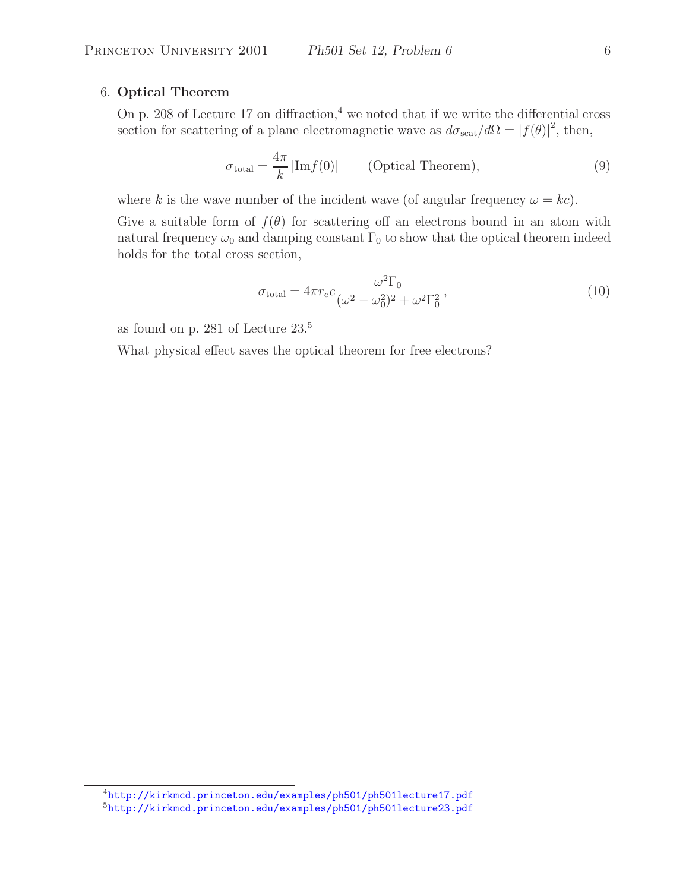6. **Optical Theorem**

On p. 208 of Lecture 17 on diffraction,[4] we noted that if we write the differential cross section for scattering of a plane electromagnetic wave as $d\sigma_{\rm scat}/d\Omega = |f(\theta)|^2$, then,

$$\sigma_{\rm total} = \frac{4\pi}{k} \left|{\rm Im} f(0)\right| \qquad \text{(Optical Theorem)}, \tag{9}$$

where $k$ is the wave number of the incident wave (of angular frequency $\omega = kc$).

Give a suitable form of $f(\theta)$ for scattering off an electrons bound in an atom with natural frequency $\omega_0$ and damping constant $\Gamma_0$ to show that the optical theorem indeed holds for the total cross section,

$$\sigma_{\rm total} = 4\pi r_e c \frac{\omega^2 \Gamma_0}{(\omega^2 - \omega_0^2)^2 + \omega^2 \Gamma_0^2}, \tag{10}$$

as found on p. 281 of Lecture 23.[5]

What physical effect saves the optical theorem for free electrons?

[4] http://kirkmcd.princeton.edu/examples/ph501/ph501lecture17.pdf

[5] http://kirkmcd.princeton.edu/examples/ph501/ph501lecture23.pdf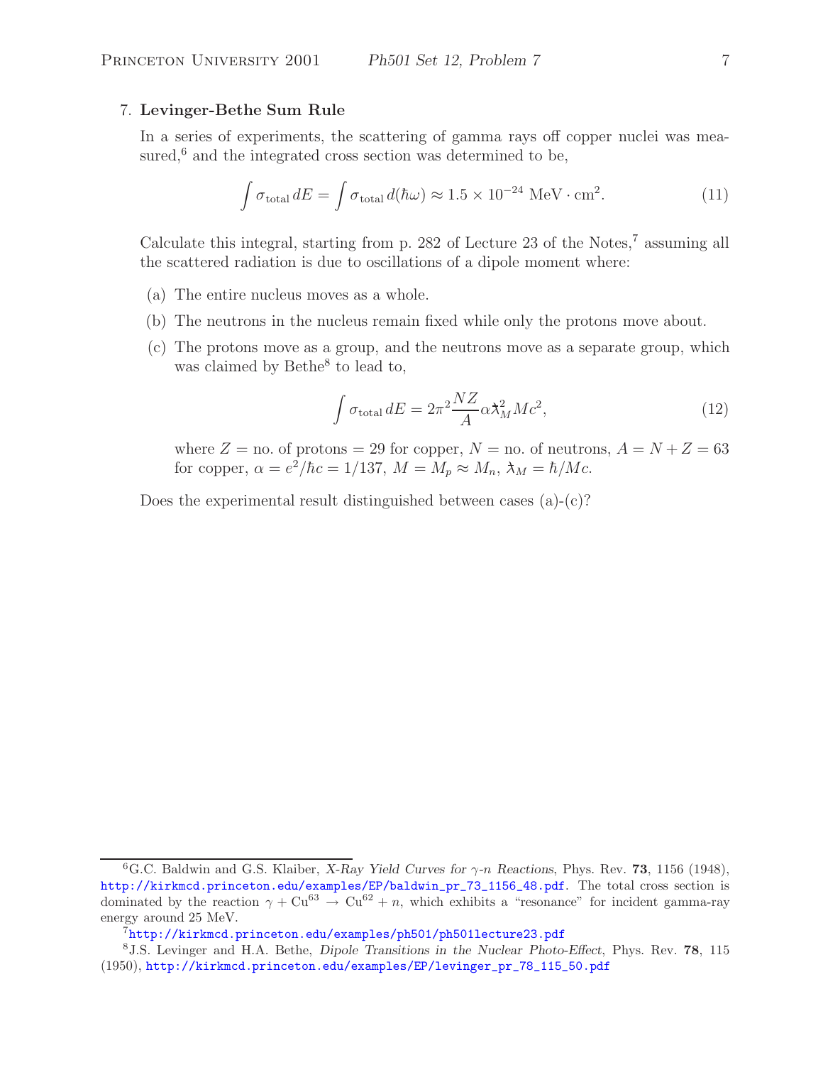7. **Levinger-Bethe Sum Rule**

In a series of experiments, the scattering of gamma rays off copper nuclei was measured,[6] and the integrated cross section was determined to be,

$$\int \sigma_{\rm total}\, dE = \int \sigma_{\rm total}\, d(\hbar\omega) \approx 1.5 \times 10^{-24}\ {\rm MeV} \cdot {\rm cm}^2. \tag{11}$$

Calculate this integral, starting from p. 282 of Lecture 23 of the Notes,[7] assuming all the scattered radiation is due to oscillations of a dipole moment where:

(a) The entire nucleus moves as a whole.

(b) The neutrons in the nucleus remain fixed while only the protons move about.

(c) The protons move as a group, and the neutrons move as a separate group, which was claimed by Bethe[8] to lead to,

$$\int \sigma_{\rm total}\, dE = 2\pi^2 \frac{NZ}{A} \alpha \lambda\!\!\!^{-}{}_M^2 Mc^2, \tag{12}$$

where $Z$ = no. of protons = 29 for copper, $N$ = no. of neutrons, $A = N + Z = 63$ for copper, $\alpha = e^2/\hbar c = 1/137$, $M = M_p \approx M_n$, $\lambda\!\!\!^{-}{}_M = \hbar/Mc$.

Does the experimental result distinguished between cases (a)-(c)?

---

[6] G.C. Baldwin and G.S. Klaiber, *X-Ray Yield Curves for $\gamma$-n Reactions*, Phys. Rev. **73**, 1156 (1948), http://kirkmcd.princeton.edu/examples/EP/baldwin_pr_73_1156_48.pdf. The total cross section is dominated by the reaction $\gamma + {\rm Cu}^{63} \to {\rm Cu}^{62} + n$, which exhibits a "resonance" for incident gamma-ray energy around 25 MeV.

[7] http://kirkmcd.princeton.edu/examples/ph501/ph501lecture23.pdf

[8] J.S. Levinger and H.A. Bethe, *Dipole Transitions in the Nuclear Photo-Effect*, Phys. Rev. **78**, 115 (1950), http://kirkmcd.princeton.edu/examples/EP/levinger_pr_78_115_50.pdf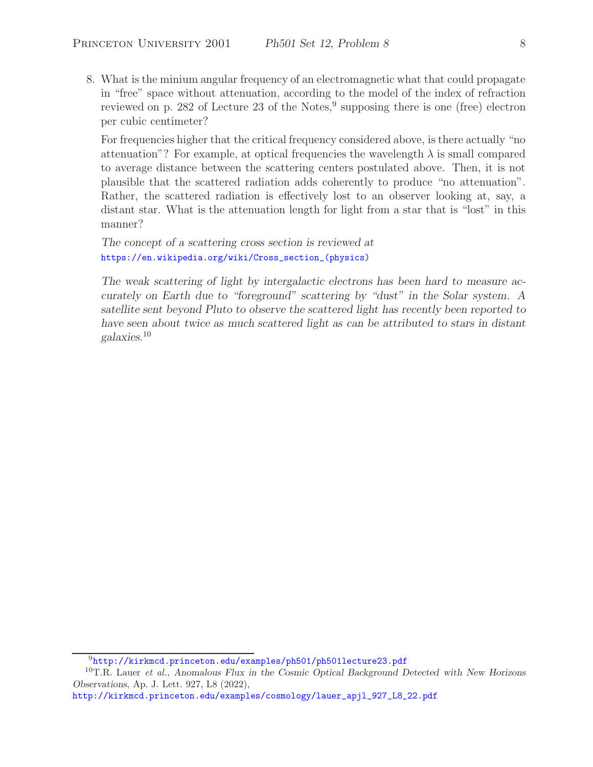8. What is the minium angular frequency of an electromagnetic what that could propagate in "free" space without attenuation, according to the model of the index of refraction reviewed on p. 282 of Lecture 23 of the Notes,[9] supposing there is one (free) electron per cubic centimeter?

   For frequencies higher that the critical frequency considered above, is there actually "no attenuation"? For example, at optical frequencies the wavelength $\lambda$ is small compared to average distance between the scattering centers postulated above. Then, it is not plausible that the scattered radiation adds coherently to produce "no attenuation". Rather, the scattered radiation is effectively lost to an observer looking at, say, a distant star. What is the attenuation length for light from a star that is "lost" in this manner?

   *The concept of a scattering cross section is reviewed at* https://en.wikipedia.org/wiki/Cross_section_(physics)

   *The weak scattering of light by intergalactic electrons has been hard to measure accurately on Earth due to "foreground" scattering by "dust" in the Solar system. A satellite sent beyond Pluto to observe the scattered light has recently been reported to have seen about twice as much scattered light as can be attributed to stars in distant galaxies.*[10]

---

[9] http://kirkmcd.princeton.edu/examples/ph501/ph501lecture23.pdf

[10] T.R. Lauer *et al.*, *Anomalous Flux in the Cosmic Optical Background Detected with New Horizons Observations*, Ap. J. Lett. 927, L8 (2022), http://kirkmcd.princeton.edu/examples/cosmology/lauer_apjl_927_L8_22.pdf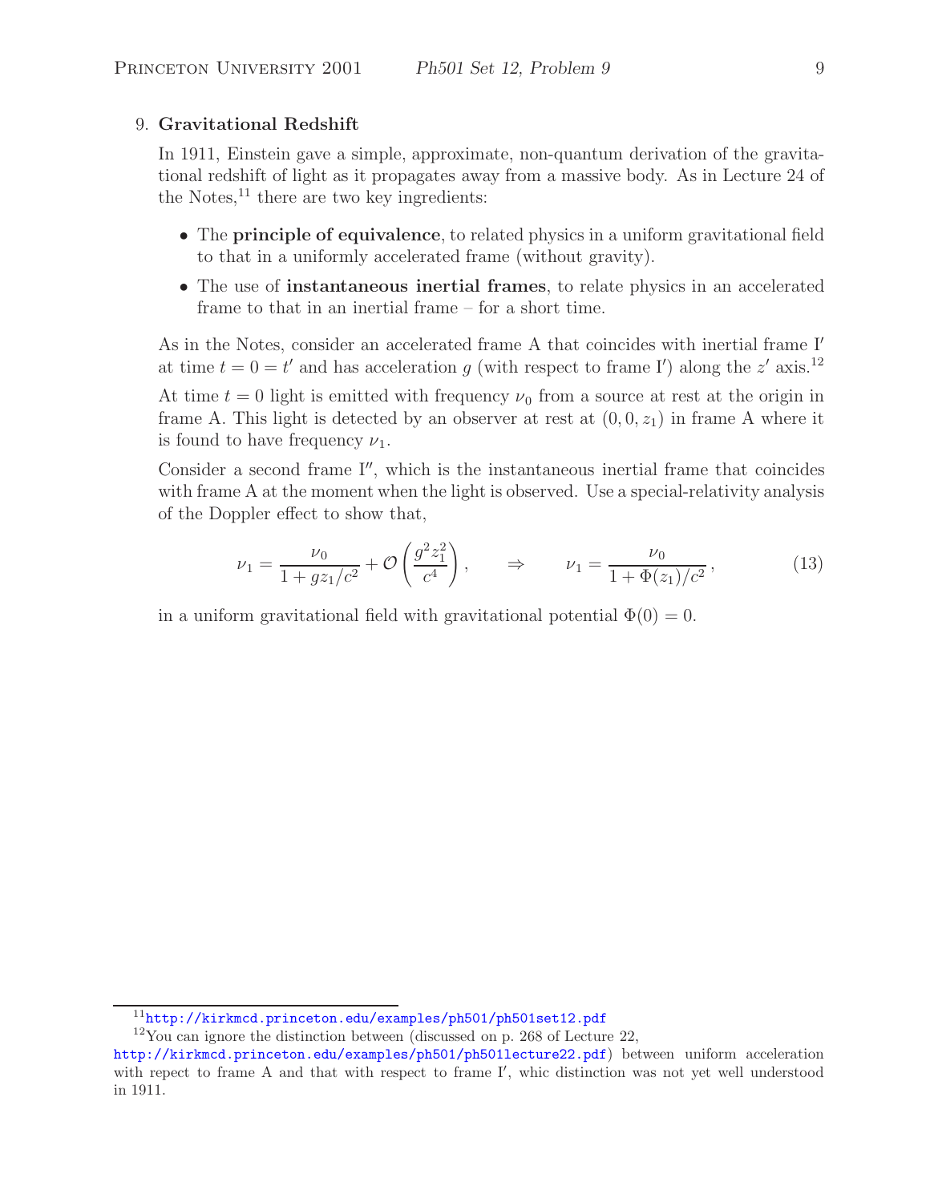9. **Gravitational Redshift**

In 1911, Einstein gave a simple, approximate, non-quantum derivation of the gravitational redshift of light as it propagates away from a massive body. As in Lecture 24 of the Notes,[11] there are two key ingredients:

- The **principle of equivalence**, to related physics in a uniform gravitational field to that in a uniformly accelerated frame (without gravity).
- The use of **instantaneous inertial frames**, to relate physics in an accelerated frame to that in an inertial frame – for a short time.

As in the Notes, consider an accelerated frame A that coincides with inertial frame I′ at time $t = 0 = t'$ and has acceleration $g$ (with respect to frame I′) along the $z'$ axis.[12]

At time $t = 0$ light is emitted with frequency $\nu_0$ from a source at rest at the origin in frame A. This light is detected by an observer at rest at $(0, 0, z_1)$ in frame A where it is found to have frequency $\nu_1$.

Consider a second frame I″, which is the instantaneous inertial frame that coincides with frame A at the moment when the light is observed. Use a special-relativity analysis of the Doppler effect to show that,

$$\nu_1 = \frac{\nu_0}{1 + g z_1/c^2} + \mathcal{O}\left(\frac{g^2 z_1^2}{c^4}\right), \qquad \Rightarrow \qquad \nu_1 = \frac{\nu_0}{1 + \Phi(z_1)/c^2}, \tag{13}$$

in a uniform gravitational field with gravitational potential $\Phi(0) = 0$.

---

[11] http://kirkmcd.princeton.edu/examples/ph501/ph501set12.pdf

[12] You can ignore the distinction between (discussed on p. 268 of Lecture 22, http://kirkmcd.princeton.edu/examples/ph501/ph501lecture22.pdf) between uniform acceleration with repect to frame A and that with respect to frame I′, whic distinction was not yet well understood in 1911.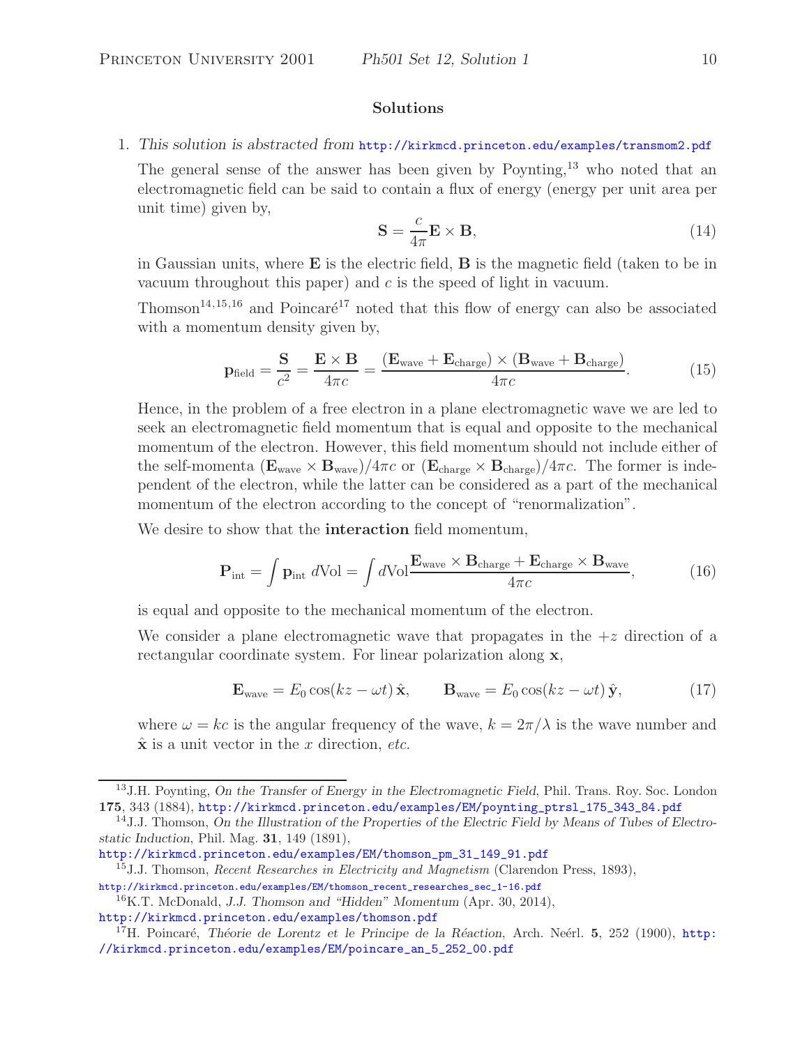## Solutions

1. *This solution is abstracted from* http://kirkmcd.princeton.edu/examples/transmom2.pdf

   The general sense of the answer has been given by Poynting,[13] who noted that an electromagnetic field can be said to contain a flux of energy (energy per unit area per unit time) given by,

$$\mathbf{S} = \frac{c}{4\pi}\mathbf{E} \times \mathbf{B}, \tag{14}$$

   in Gaussian units, where $\mathbf{E}$ is the electric field, $\mathbf{B}$ is the magnetic field (taken to be in vacuum throughout this paper) and $c$ is the speed of light in vacuum.

   Thomson[14,15,16] and Poincaré[17] noted that this flow of energy can also be associated with a momentum density given by,

$$\mathbf{p}_{\text{field}} = \frac{\mathbf{S}}{c^2} = \frac{\mathbf{E} \times \mathbf{B}}{4\pi c} = \frac{(\mathbf{E}_{\text{wave}} + \mathbf{E}_{\text{charge}}) \times (\mathbf{B}_{\text{wave}} + \mathbf{B}_{\text{charge}})}{4\pi c}. \tag{15}$$

   Hence, in the problem of a free electron in a plane electromagnetic wave we are led to seek an electromagnetic field momentum that is equal and opposite to the mechanical momentum of the electron. However, this field momentum should not include either of the self-momenta $(\mathbf{E}_{\text{wave}} \times \mathbf{B}_{\text{wave}})/4\pi c$ or $(\mathbf{E}_{\text{charge}} \times \mathbf{B}_{\text{charge}})/4\pi c$. The former is independent of the electron, while the latter can be considered as a part of the mechanical momentum of the electron according to the concept of "renormalization".

   We desire to show that the **interaction** field momentum,

$$\mathbf{P}_{\text{int}} = \int \mathbf{p}_{\text{int}}\, d\text{Vol} = \int d\text{Vol} \frac{\mathbf{E}_{\text{wave}} \times \mathbf{B}_{\text{charge}} + \mathbf{E}_{\text{charge}} \times \mathbf{B}_{\text{wave}}}{4\pi c}, \tag{16}$$

   is equal and opposite to the mechanical momentum of the electron.

   We consider a plane electromagnetic wave that propagates in the $+z$ direction of a rectangular coordinate system. For linear polarization along $\mathbf{x}$,

$$\mathbf{E}_{\text{wave}} = E_0 \cos(kz - \omega t)\,\hat{\mathbf{x}}, \qquad \mathbf{B}_{\text{wave}} = E_0 \cos(kz - \omega t)\,\hat{\mathbf{y}}, \tag{17}$$

   where $\omega = kc$ is the angular frequency of the wave, $k = 2\pi/\lambda$ is the wave number and $\hat{\mathbf{x}}$ is a unit vector in the $x$ direction, *etc.*

---

[13] J.H. Poynting, *On the Transfer of Energy in the Electromagnetic Field*, Phil. Trans. Roy. Soc. London **175**, 343 (1884), http://kirkmcd.princeton.edu/examples/EM/poynting_ptrsl_175_343_84.pdf

[14] J.J. Thomson, *On the Illustration of the Properties of the Electric Field by Means of Tubes of Electrostatic Induction*, Phil. Mag. **31**, 149 (1891), http://kirkmcd.princeton.edu/examples/EM/thomson_pm_31_149_91.pdf

[15] J.J. Thomson, *Recent Researches in Electricity and Magnetism* (Clarendon Press, 1893), http://kirkmcd.princeton.edu/examples/EM/thomson_recent_researches_sec_1-16.pdf

[16] K.T. McDonald, *J.J. Thomson and "Hidden" Momentum* (Apr. 30, 2014), http://kirkmcd.princeton.edu/examples/thomson.pdf

[17] H. Poincaré, *Théorie de Lorentz et le Principe de la Réaction*, Arch. Neérl. **5**, 252 (1900), http://kirkmcd.princeton.edu/examples/EM/poincare_an_5_252_00.pdf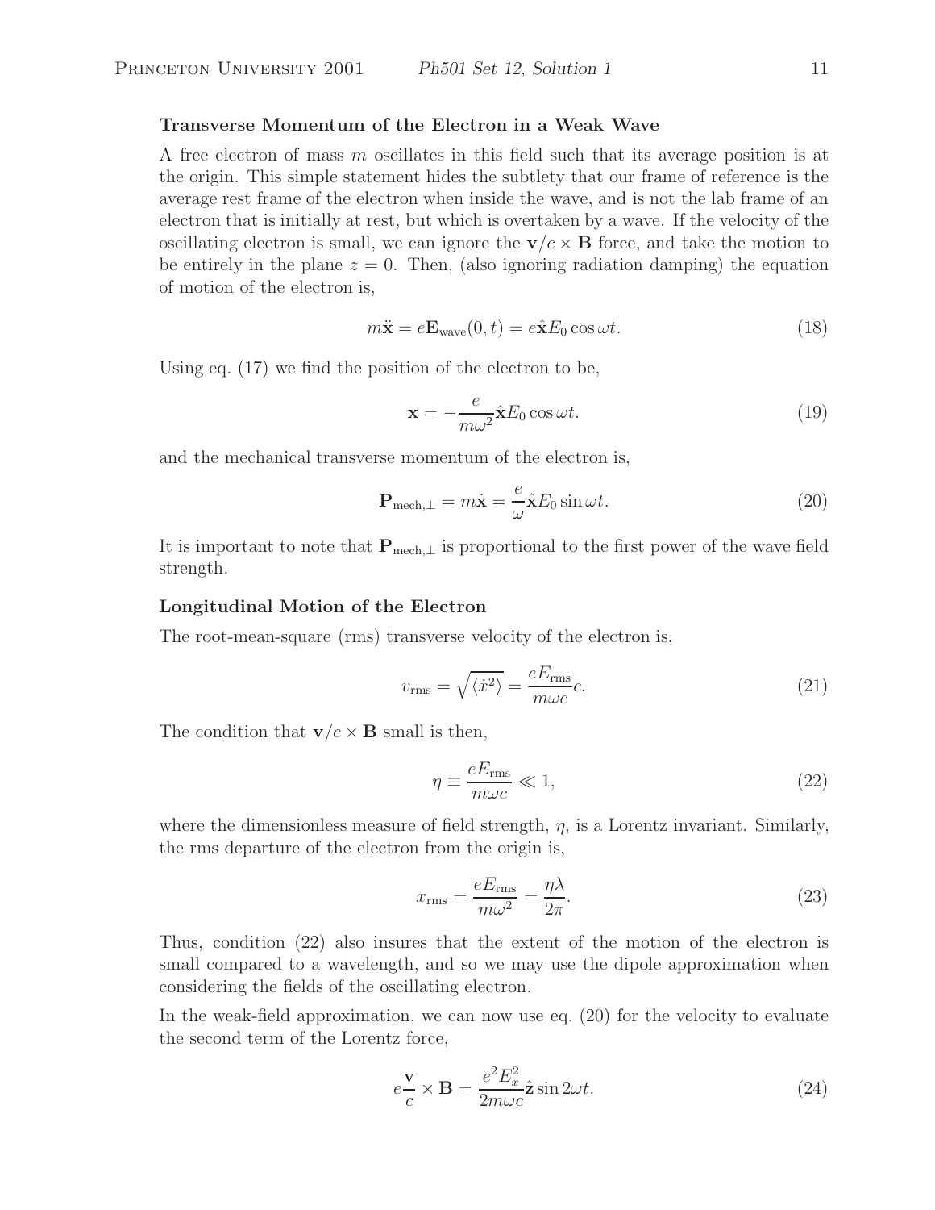**Transverse Momentum of the Electron in a Weak Wave**

A free electron of mass $m$ oscillates in this field such that its average position is at the origin. This simple statement hides the subtlety that our frame of reference is the average rest frame of the electron when inside the wave, and is not the lab frame of an electron that is initially at rest, but which is overtaken by a wave. If the velocity of the oscillating electron is small, we can ignore the $\mathbf{v}/c \times \mathbf{B}$ force, and take the motion to be entirely in the plane $z = 0$. Then, (also ignoring radiation damping) the equation of motion of the electron is,

$$m\ddot{\mathbf{x}} = e\mathbf{E}_{\rm wave}(0, t) = e\hat{\mathbf{x}}E_0 \cos \omega t. \tag{18}$$

Using eq. (17) we find the position of the electron to be,

$$\mathbf{x} = -\frac{e}{m\omega^2}\hat{\mathbf{x}}E_0 \cos \omega t. \tag{19}$$

and the mechanical transverse momentum of the electron is,

$$\mathbf{P}_{{\rm mech},\perp} = m\dot{\mathbf{x}} = \frac{e}{\omega}\hat{\mathbf{x}}E_0 \sin \omega t. \tag{20}$$

It is important to note that $\mathbf{P}_{{\rm mech},\perp}$ is proportional to the first power of the wave field strength.

**Longitudinal Motion of the Electron**

The root-mean-square (rms) transverse velocity of the electron is,

$$v_{\rm rms} = \sqrt{\langle \dot{x}^2 \rangle} = \frac{eE_{\rm rms}}{m\omega c}c. \tag{21}$$

The condition that $\mathbf{v}/c \times \mathbf{B}$ small is then,

$$\eta \equiv \frac{eE_{\rm rms}}{m\omega c} \ll 1, \tag{22}$$

where the dimensionless measure of field strength, $\eta$, is a Lorentz invariant. Similarly, the rms departure of the electron from the origin is,

$$x_{\rm rms} = \frac{eE_{\rm rms}}{m\omega^2} = \frac{\eta\lambda}{2\pi}. \tag{23}$$

Thus, condition (22) also insures that the extent of the motion of the electron is small compared to a wavelength, and so we may use the dipole approximation when considering the fields of the oscillating electron.

In the weak-field approximation, we can now use eq. (20) for the velocity to evaluate the second term of the Lorentz force,

$$e\frac{\mathbf{v}}{c} \times \mathbf{B} = \frac{e^2E_x^2}{2m\omega c}\hat{\mathbf{z}} \sin 2\omega t. \tag{24}$$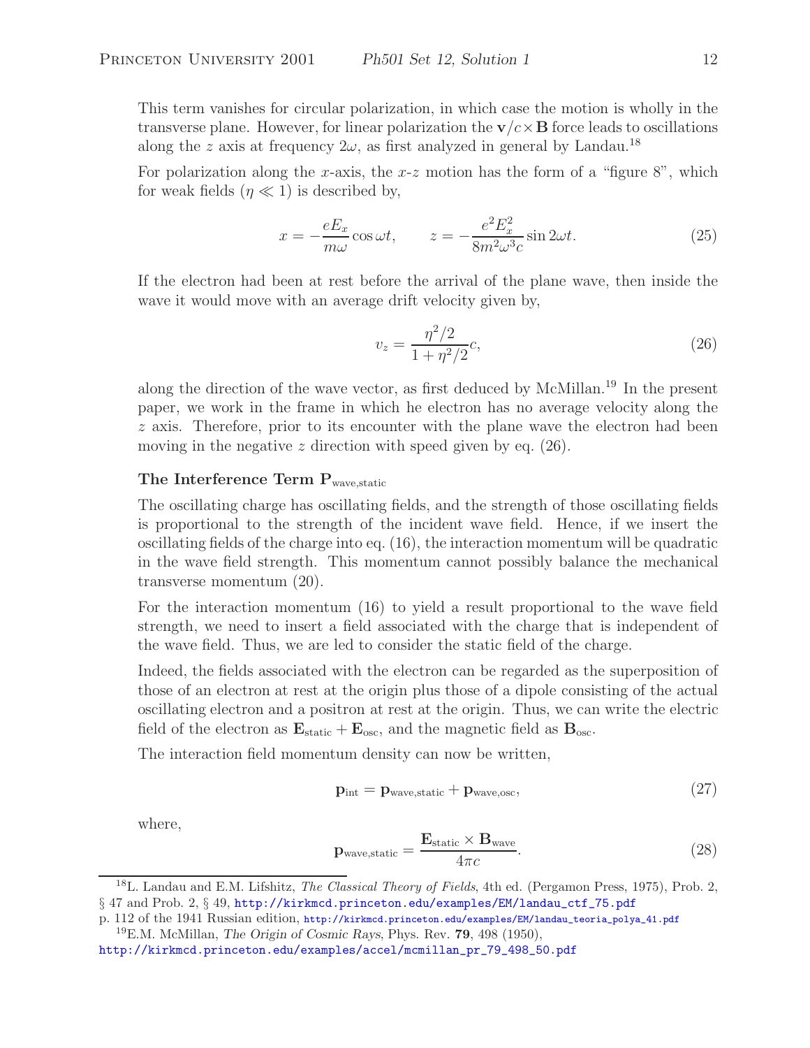This term vanishes for circular polarization, in which case the motion is wholly in the transverse plane. However, for linear polarization the $\mathbf{v}/c \times \mathbf{B}$ force leads to oscillations along the $z$ axis at frequency $2\omega$, as first analyzed in general by Landau.[18]

For polarization along the $x$-axis, the $x$-$z$ motion has the form of a "figure 8", which for weak fields ($\eta \ll 1$) is described by,

$$x = -\frac{eE_x}{m\omega} \cos \omega t, \qquad z = -\frac{e^2 E_x^2}{8m^2\omega^3 c} \sin 2\omega t. \tag{25}$$

If the electron had been at rest before the arrival of the plane wave, then inside the wave it would move with an average drift velocity given by,

$$v_z = \frac{\eta^2/2}{1 + \eta^2/2} c, \tag{26}$$

along the direction of the wave vector, as first deduced by McMillan.[19] In the present paper, we work in the frame in which he electron has no average velocity along the $z$ axis. Therefore, prior to its encounter with the plane wave the electron had been moving in the negative $z$ direction with speed given by eq. (26).

### The Interference Term $\mathbf{P}_{\text{wave,static}}$

The oscillating charge has oscillating fields, and the strength of those oscillating fields is proportional to the strength of the incident wave field. Hence, if we insert the oscillating fields of the charge into eq. (16), the interaction momentum will be quadratic in the wave field strength. This momentum cannot possibly balance the mechanical transverse momentum (20).

For the interaction momentum (16) to yield a result proportional to the wave field strength, we need to insert a field associated with the charge that is independent of the wave field. Thus, we are led to consider the static field of the charge.

Indeed, the fields associated with the electron can be regarded as the superposition of those of an electron at rest at the origin plus those of a dipole consisting of the actual oscillating electron and a positron at rest at the origin. Thus, we can write the electric field of the electron as $\mathbf{E}_{\text{static}} + \mathbf{E}_{\text{osc}}$, and the magnetic field as $\mathbf{B}_{\text{osc}}$.

The interaction field momentum density can now be written,

$$\mathbf{p}_{\text{int}} = \mathbf{p}_{\text{wave,static}} + \mathbf{p}_{\text{wave,osc}}, \tag{27}$$

where,

$$\mathbf{p}_{\text{wave,static}} = \frac{\mathbf{E}_{\text{static}} \times \mathbf{B}_{\text{wave}}}{4\pi c}. \tag{28}$$

---

[18] L. Landau and E.M. Lifshitz, *The Classical Theory of Fields*, 4th ed. (Pergamon Press, 1975), Prob. 2, § 47 and Prob. 2, § 49, http://kirkmcd.princeton.edu/examples/EM/landau_ctf_75.pdf
p. 112 of the 1941 Russian edition, http://kirkmcd.princeton.edu/examples/EM/landau_teoria_polya_41.pdf

[19] E.M. McMillan, *The Origin of Cosmic Rays*, Phys. Rev. **79**, 498 (1950),
http://kirkmcd.princeton.edu/examples/accel/mcmillan_pr_79_498_50.pdf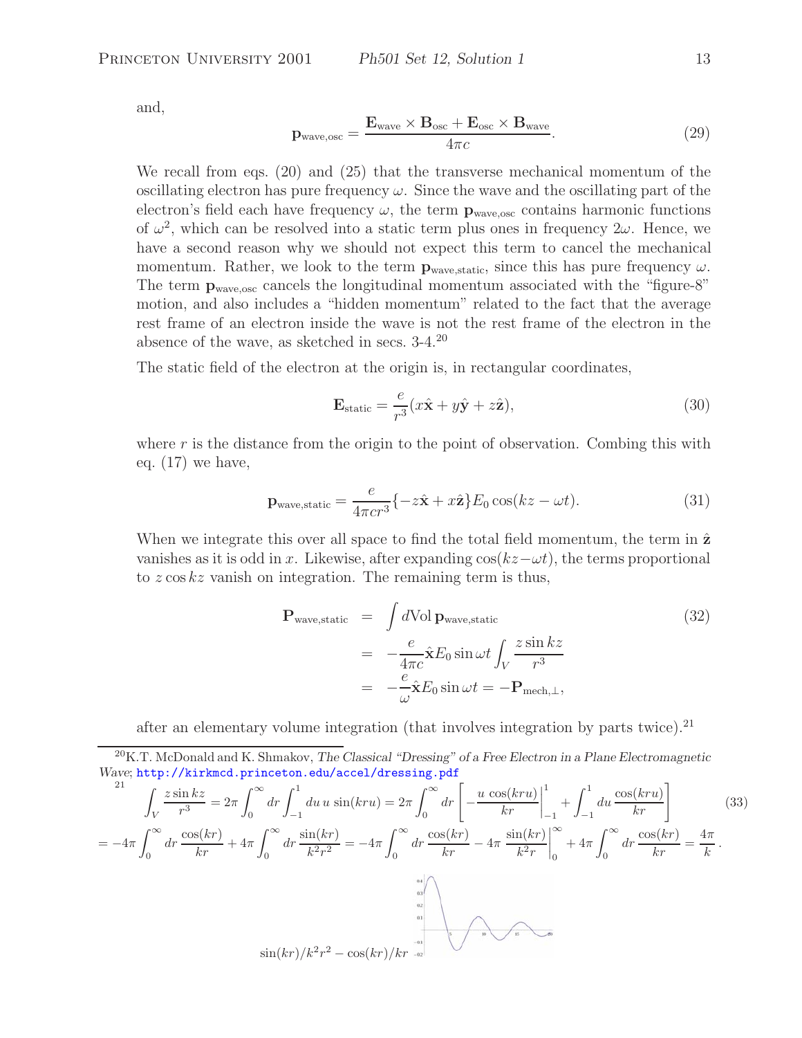and,

$$\mathbf{p}_{\rm wave,osc} = \frac{\mathbf{E}_{\rm wave} \times \mathbf{B}_{\rm osc} + \mathbf{E}_{\rm osc} \times \mathbf{B}_{\rm wave}}{4\pi c}. \tag{29}$$

We recall from eqs. (20) and (25) that the transverse mechanical momentum of the oscillating electron has pure frequency $\omega$. Since the wave and the oscillating part of the electron's field each have frequency $\omega$, the term $\mathbf{p}_{\rm wave,osc}$ contains harmonic functions of $\omega^2$, which can be resolved into a static term plus ones in frequency $2\omega$. Hence, we have a second reason why we should not expect this term to cancel the mechanical momentum. Rather, we look to the term $\mathbf{p}_{\rm wave,static}$, since this has pure frequency $\omega$. The term $\mathbf{p}_{\rm wave,osc}$ cancels the longitudinal momentum associated with the "figure-8" motion, and also includes a "hidden momentum" related to the fact that the average rest frame of an electron inside the wave is not the rest frame of the electron in the absence of the wave, as sketched in secs. 3-4.[20]

The static field of the electron at the origin is, in rectangular coordinates,

$$\mathbf{E}_{\rm static} = \frac{e}{r^3}(x\hat{\mathbf{x}} + y\hat{\mathbf{y}} + z\hat{\mathbf{z}}), \tag{30}$$

where $r$ is the distance from the origin to the point of observation. Combing this with eq. (17) we have,

$$\mathbf{p}_{\rm wave,static} = \frac{e}{4\pi c r^3}\{-z\hat{\mathbf{x}} + x\hat{\mathbf{z}}\} E_0 \cos(kz - \omega t). \tag{31}$$

When we integrate this over all space to find the total field momentum, the term in $\hat{\mathbf{z}}$ vanishes as it is odd in $x$. Likewise, after expanding $\cos(kz-\omega t)$, the terms proportional to $z \cos kz$ vanish on integration. The remaining term is thus,

$$\begin{aligned}
\mathbf{P}_{\rm wave,static} &= \int d\text{Vol}\, \mathbf{p}_{\rm wave,static} \\
&= -\frac{e}{4\pi c}\hat{\mathbf{x}} E_0 \sin\omega t \int_V \frac{z \sin kz}{r^3} \\
&= -\frac{e}{\omega}\hat{\mathbf{x}} E_0 \sin\omega t = -\mathbf{P}_{\rm mech,\perp},
\end{aligned} \tag{32}$$

after an elementary volume integration (that involves integration by parts twice).[21]

---

[20] K.T. McDonald and K. Shmakov, *The Classical "Dressing" of a Free Electron in a Plane Electromagnetic Wave*; http://kirkmcd.princeton.edu/accel/dressing.pdf

[21]
$$\int_V \frac{z \sin kz}{r^3} = 2\pi \int_0^\infty dr \int_{-1}^1 du\, u \sin(kru) = 2\pi \int_0^\infty dr \left[ -\frac{u \cos(kru)}{kr}\bigg|_{-1}^1 + \int_{-1}^1 du \frac{\cos(kru)}{kr} \right] \tag{33}$$

$$= -4\pi \int_0^\infty dr \frac{\cos(kr)}{kr} + 4\pi \int_0^\infty dr \frac{\sin(kr)}{k^2 r^2} = -4\pi \int_0^\infty dr \frac{\cos(kr)}{kr} - 4\pi \frac{\sin(kr)}{k^2 r}\bigg|_0^\infty + 4\pi \int_0^\infty dr \frac{\cos(kr)}{kr} = \frac{4\pi}{k}.$$

$\sin(kr)/k^2r^2 - \cos(kr)/kr$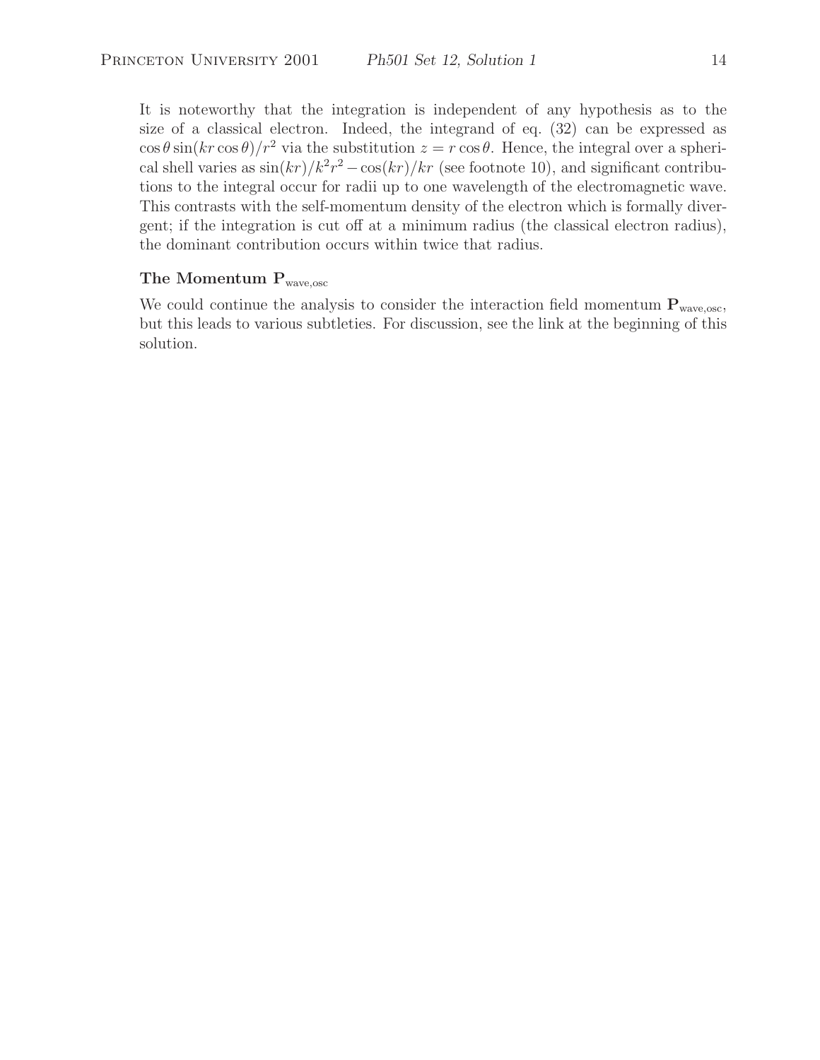It is noteworthy that the integration is independent of any hypothesis as to the size of a classical electron. Indeed, the integrand of eq. (32) can be expressed as $\cos\theta \sin(kr\cos\theta)/r^2$ via the substitution $z = r\cos\theta$. Hence, the integral over a spherical shell varies as $\sin(kr)/k^2r^2 - \cos(kr)/kr$ (see footnote 10), and significant contributions to the integral occur for radii up to one wavelength of the electromagnetic wave. This contrasts with the self-momentum density of the electron which is formally divergent; if the integration is cut off at a minimum radius (the classical electron radius), the dominant contribution occurs within twice that radius.

### The Momentum $\mathbf{P}_{\rm wave,osc}$

We could continue the analysis to consider the interaction field momentum $\mathbf{P}_{\rm wave,osc}$, but this leads to various subtleties. For discussion, see the link at the beginning of this solution.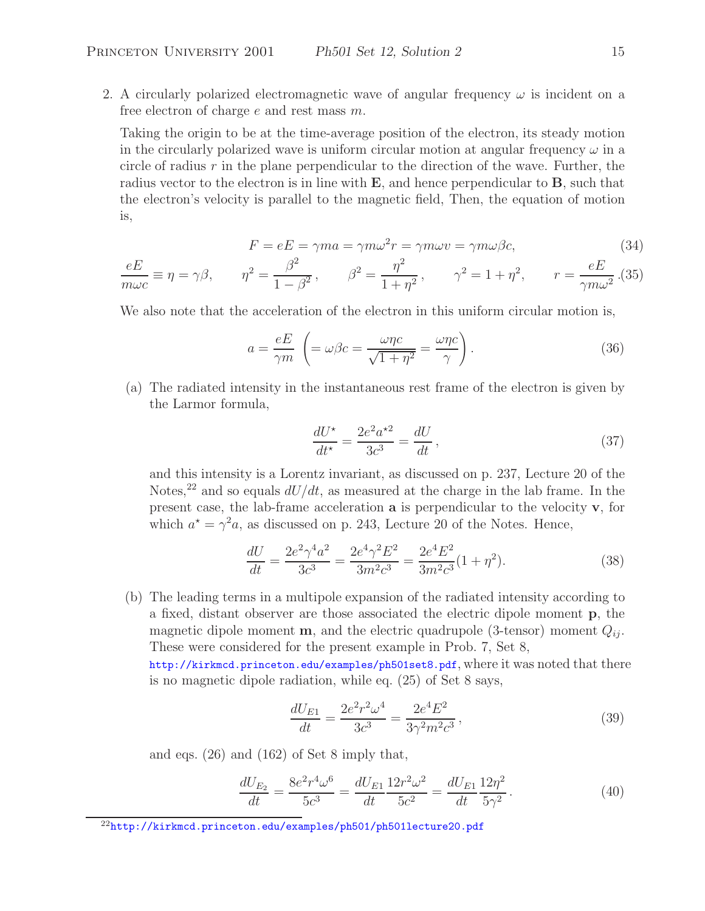2. A circularly polarized electromagnetic wave of angular frequency $\omega$ is incident on a free electron of charge $e$ and rest mass $m$.

Taking the origin to be at the time-average position of the electron, its steady motion in the circularly polarized wave is uniform circular motion at angular frequency $\omega$ in a circle of radius $r$ in the plane perpendicular to the direction of the wave. Further, the radius vector to the electron is in line with **E**, and hence perpendicular to **B**, such that the electron's velocity is parallel to the magnetic field, Then, the equation of motion is,

$$F = eE = \gamma m a = \gamma m \omega^2 r = \gamma m \omega v = \gamma m \omega \beta c, \tag{34}$$

$$\frac{eE}{m\omega c} \equiv \eta = \gamma\beta, \qquad \eta^2 = \frac{\beta^2}{1-\beta^2}, \qquad \beta^2 = \frac{\eta^2}{1+\eta^2}, \qquad \gamma^2 = 1+\eta^2, \qquad r = \frac{eE}{\gamma m \omega^2}. \tag{35}$$

We also note that the acceleration of the electron in this uniform circular motion is,

$$a = \frac{eE}{\gamma m} \ \left( = \omega\beta c = \frac{\omega\eta c}{\sqrt{1+\eta^2}} = \frac{\omega\eta c}{\gamma} \right). \tag{36}$$

(a) The radiated intensity in the instantaneous rest frame of the electron is given by the Larmor formula,

$$\frac{dU^\star}{dt^\star} = \frac{2e^2 a^{\star 2}}{3c^3} = \frac{dU}{dt}, \tag{37}$$

and this intensity is a Lorentz invariant, as discussed on p. 237, Lecture 20 of the Notes,[22] and so equals $dU/dt$, as measured at the charge in the lab frame. In the present case, the lab-frame acceleration **a** is perpendicular to the velocity **v**, for which $a^\star = \gamma^2 a$, as discussed on p. 243, Lecture 20 of the Notes. Hence,

$$\frac{dU}{dt} = \frac{2e^2\gamma^4 a^2}{3c^3} = \frac{2e^4\gamma^2 E^2}{3m^2c^3} = \frac{2e^4E^2}{3m^2c^3}(1+\eta^2). \tag{38}$$

(b) The leading terms in a multipole expansion of the radiated intensity according to a fixed, distant observer are those associated the electric dipole moment **p**, the magnetic dipole moment **m**, and the electric quadrupole (3-tensor) moment $Q_{ij}$. These were considered for the present example in Prob. 7, Set 8, http://kirkmcd.princeton.edu/examples/ph501set8.pdf, where it was noted that there is no magnetic dipole radiation, while eq. (25) of Set 8 says,

$$\frac{dU_{E1}}{dt} = \frac{2e^2r^2\omega^4}{3c^3} = \frac{2e^4E^2}{3\gamma^2m^2c^3}, \tag{39}$$

and eqs. (26) and (162) of Set 8 imply that,

$$\frac{dU_{E_2}}{dt} = \frac{8e^2r^4\omega^6}{5c^3} = \frac{dU_{E1}}{dt}\frac{12r^2\omega^2}{5c^2} = \frac{dU_{E1}}{dt}\frac{12\eta^2}{5\gamma^2}. \tag{40}$$

[22] http://kirkmcd.princeton.edu/examples/ph501/ph501lecture20.pdf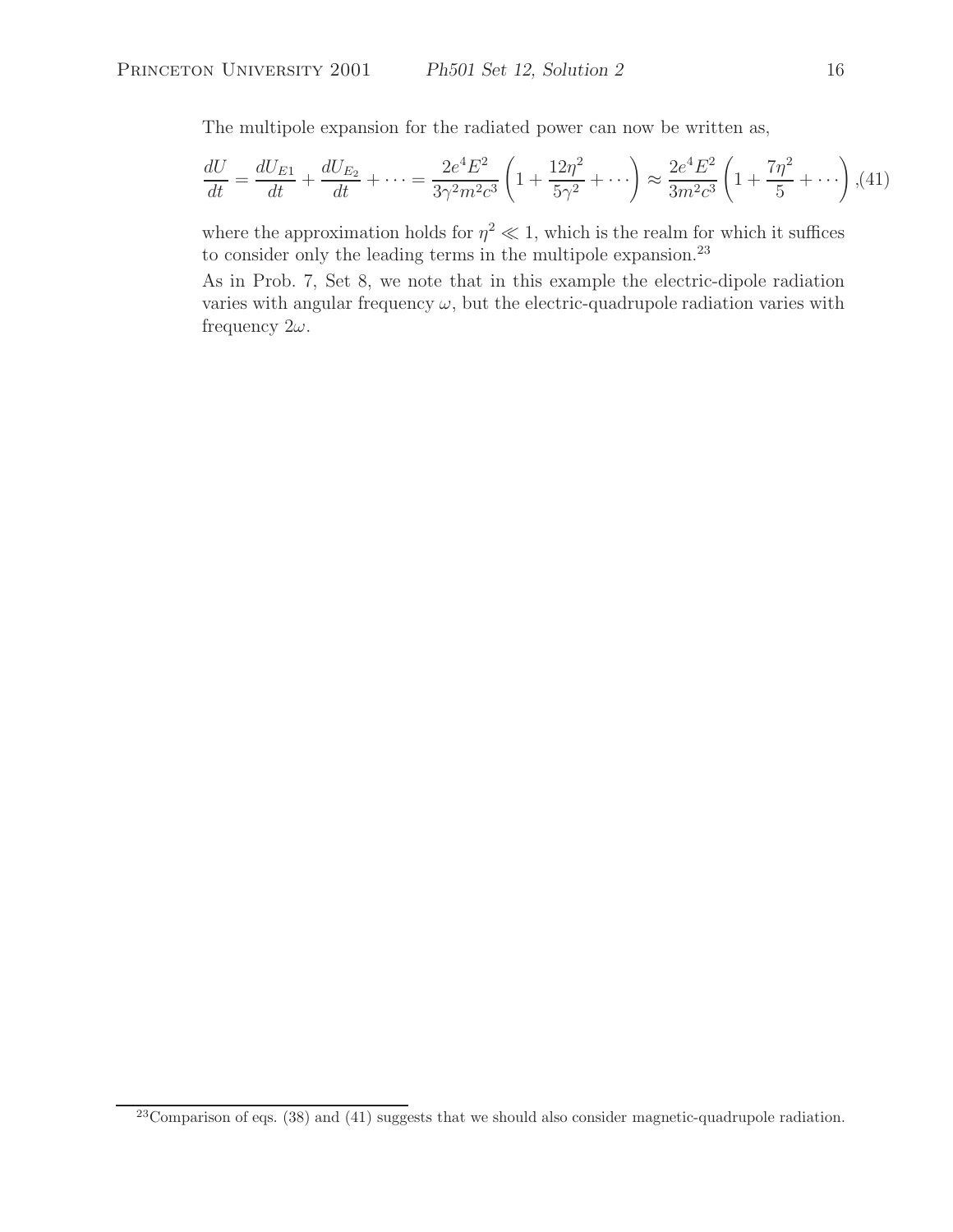The multipole expansion for the radiated power can now be written as,

$$\frac{dU}{dt} = \frac{dU_{E1}}{dt} + \frac{dU_{E_2}}{dt} + \cdots = \frac{2e^4E^2}{3\gamma^2 m^2 c^3}\left(1 + \frac{12\eta^2}{5\gamma^2} + \cdots\right) \approx \frac{2e^4E^2}{3m^2c^3}\left(1 + \frac{7\eta^2}{5} + \cdots\right), \tag{41}$$

where the approximation holds for $\eta^2 \ll 1$, which is the realm for which it suffices to consider only the leading terms in the multipole expansion.[23]

As in Prob. 7, Set 8, we note that in this example the electric-dipole radiation varies with angular frequency $\omega$, but the electric-quadrupole radiation varies with frequency $2\omega$.

[23]Comparison of eqs. (38) and (41) suggests that we should also consider magnetic-quadrupole radiation.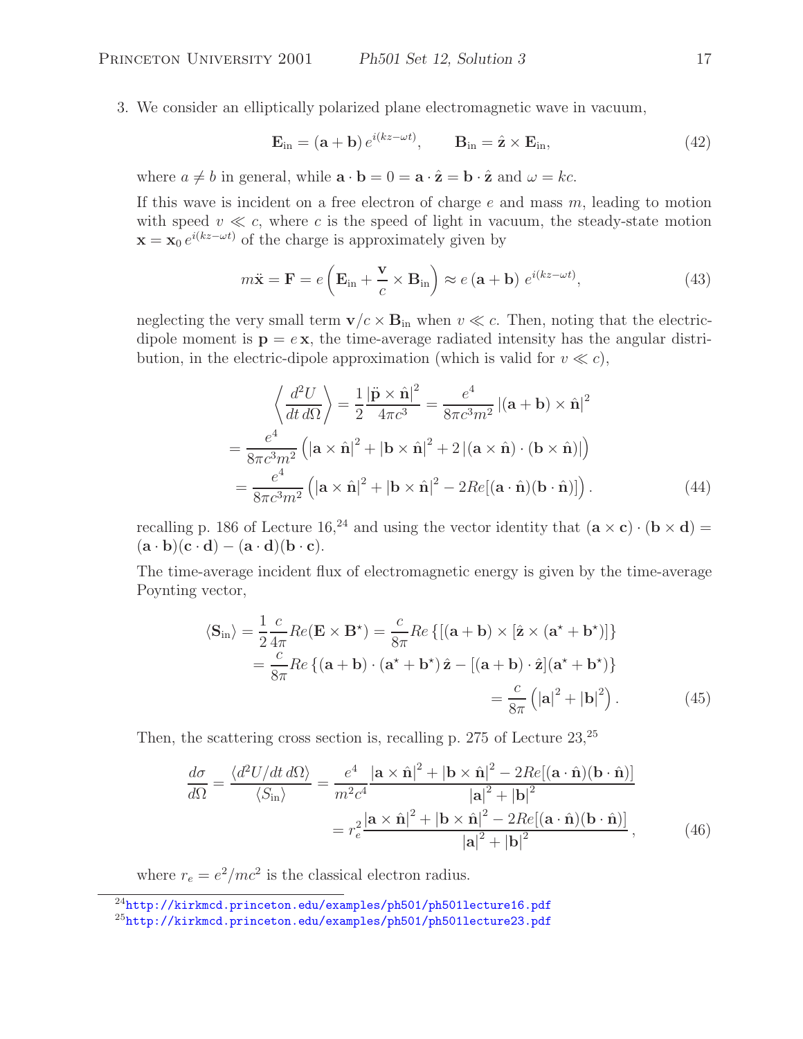3. We consider an elliptically polarized plane electromagnetic wave in vacuum,

$$\mathbf{E}_{\rm in} = (\mathbf{a} + \mathbf{b})\, e^{i(kz-\omega t)}, \qquad \mathbf{B}_{\rm in} = \hat{\mathbf{z}} \times \mathbf{E}_{\rm in}, \tag{42}$$

where $a \neq b$ in general, while $\mathbf{a} \cdot \mathbf{b} = 0 = \mathbf{a} \cdot \hat{\mathbf{z}} = \mathbf{b} \cdot \hat{\mathbf{z}}$ and $\omega = kc$.

If this wave is incident on a free electron of charge $e$ and mass $m$, leading to motion with speed $v \ll c$, where $c$ is the speed of light in vacuum, the steady-state motion $\mathbf{x} = \mathbf{x}_0\, e^{i(kz-\omega t)}$ of the charge is approximately given by

$$m\ddot{\mathbf{x}} = \mathbf{F} = e\left(\mathbf{E}_{\rm in} + \frac{\mathbf{v}}{c} \times \mathbf{B}_{\rm in}\right) \approx e\,(\mathbf{a} + \mathbf{b})\; e^{i(kz-\omega t)}, \tag{43}$$

neglecting the very small term $\mathbf{v}/c \times \mathbf{B}_{\rm in}$ when $v \ll c$. Then, noting that the electric-dipole moment is $\mathbf{p} = e\,\mathbf{x}$, the time-average radiated intensity has the angular distribution, in the electric-dipole approximation (which is valid for $v \ll c$),

$$\begin{aligned}
\left\langle \frac{d^2U}{dt\, d\Omega} \right\rangle &= \frac{1}{2}\frac{\left|\ddot{\mathbf{p}} \times \hat{\mathbf{n}}\right|^2}{4\pi c^3} = \frac{e^4}{8\pi c^3 m^2}\left|(\mathbf{a} + \mathbf{b}) \times \hat{\mathbf{n}}\right|^2 \\
&= \frac{e^4}{8\pi c^3 m^2}\left(\left|\mathbf{a} \times \hat{\mathbf{n}}\right|^2 + \left|\mathbf{b} \times \hat{\mathbf{n}}\right|^2 + 2\left|(\mathbf{a} \times \hat{\mathbf{n}}) \cdot (\mathbf{b} \times \hat{\mathbf{n}})\right|\right) \\
&= \frac{e^4}{8\pi c^3 m^2}\left(\left|\mathbf{a} \times \hat{\mathbf{n}}\right|^2 + \left|\mathbf{b} \times \hat{\mathbf{n}}\right|^2 - 2Re[(\mathbf{a} \cdot \hat{\mathbf{n}})(\mathbf{b} \cdot \hat{\mathbf{n}})]\right).
\end{aligned} \tag{44}$$

recalling p. 186 of Lecture 16,[24] and using the vector identity that $(\mathbf{a} \times \mathbf{c}) \cdot (\mathbf{b} \times \mathbf{d}) = (\mathbf{a} \cdot \mathbf{b})(\mathbf{c} \cdot \mathbf{d}) - (\mathbf{a} \cdot \mathbf{d})(\mathbf{b} \cdot \mathbf{c})$.

The time-average incident flux of electromagnetic energy is given by the time-average Poynting vector,

$$\begin{aligned}
\langle \mathbf{S}_{\rm in} \rangle &= \frac{1}{2}\frac{c}{4\pi} Re(\mathbf{E} \times \mathbf{B}^\star) = \frac{c}{8\pi} Re\left\{[(\mathbf{a} + \mathbf{b}) \times [\hat{\mathbf{z}} \times (\mathbf{a}^\star + \mathbf{b}^\star)]\right\} \\
&= \frac{c}{8\pi} Re\left\{(\mathbf{a} + \mathbf{b}) \cdot (\mathbf{a}^\star + \mathbf{b}^\star)\, \hat{\mathbf{z}} - [(\mathbf{a} + \mathbf{b}) \cdot \hat{\mathbf{z}}](\mathbf{a}^\star + \mathbf{b}^\star)\right\} \\
&= \frac{c}{8\pi}\left(\left|\mathbf{a}\right|^2 + \left|\mathbf{b}\right|^2\right).
\end{aligned} \tag{45}$$

Then, the scattering cross section is, recalling p. 275 of Lecture 23,[25]

$$\begin{aligned}
\frac{d\sigma}{d\Omega} = \frac{\langle d^2U/dt\, d\Omega \rangle}{\langle S_{\rm in} \rangle} &= \frac{e^4}{m^2 c^4}\frac{\left|\mathbf{a} \times \hat{\mathbf{n}}\right|^2 + \left|\mathbf{b} \times \hat{\mathbf{n}}\right|^2 - 2Re[(\mathbf{a} \cdot \hat{\mathbf{n}})(\mathbf{b} \cdot \hat{\mathbf{n}})]}{\left|\mathbf{a}\right|^2 + \left|\mathbf{b}\right|^2} \\
&= r_e^2 \frac{\left|\mathbf{a} \times \hat{\mathbf{n}}\right|^2 + \left|\mathbf{b} \times \hat{\mathbf{n}}\right|^2 - 2Re[(\mathbf{a} \cdot \hat{\mathbf{n}})(\mathbf{b} \cdot \hat{\mathbf{n}})]}{\left|\mathbf{a}\right|^2 + \left|\mathbf{b}\right|^2},
\end{aligned} \tag{46}$$

where $r_e = e^2/mc^2$ is the classical electron radius.

---

[24] http://kirkmcd.princeton.edu/examples/ph501/ph501lecture16.pdf

[25] http://kirkmcd.princeton.edu/examples/ph501/ph501lecture23.pdf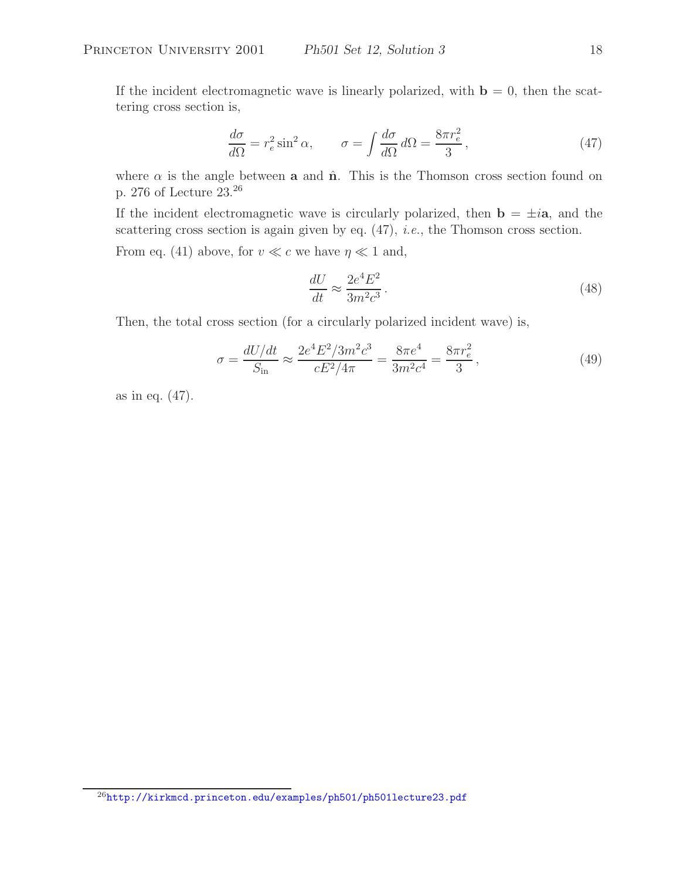If the incident electromagnetic wave is linearly polarized, with $\mathbf{b} = 0$, then the scattering cross section is,

$$\frac{d\sigma}{d\Omega} = r_e^2 \sin^2 \alpha, \qquad \sigma = \int \frac{d\sigma}{d\Omega}\, d\Omega = \frac{8\pi r_e^2}{3}\,, \tag{47}$$

where $\alpha$ is the angle between $\mathbf{a}$ and $\hat{\mathbf{n}}$. This is the Thomson cross section found on p. 276 of Lecture 23.[26]

If the incident electromagnetic wave is circularly polarized, then $\mathbf{b} = \pm i\mathbf{a}$, and the scattering cross section is again given by eq. (47), *i.e.*, the Thomson cross section.

From eq. (41) above, for $v \ll c$ we have $\eta \ll 1$ and,

$$\frac{dU}{dt} \approx \frac{2e^4 E^2}{3m^2 c^3}\,. \tag{48}$$

Then, the total cross section (for a circularly polarized incident wave) is,

$$\sigma = \frac{dU/dt}{S_{\rm in}} \approx \frac{2e^4 E^2/3m^2 c^3}{cE^2/4\pi} = \frac{8\pi e^4}{3m^2 c^4} = \frac{8\pi r_e^2}{3}\,, \tag{49}$$

as in eq. (47).

[26] http://kirkmcd.princeton.edu/examples/ph501/ph501lecture23.pdf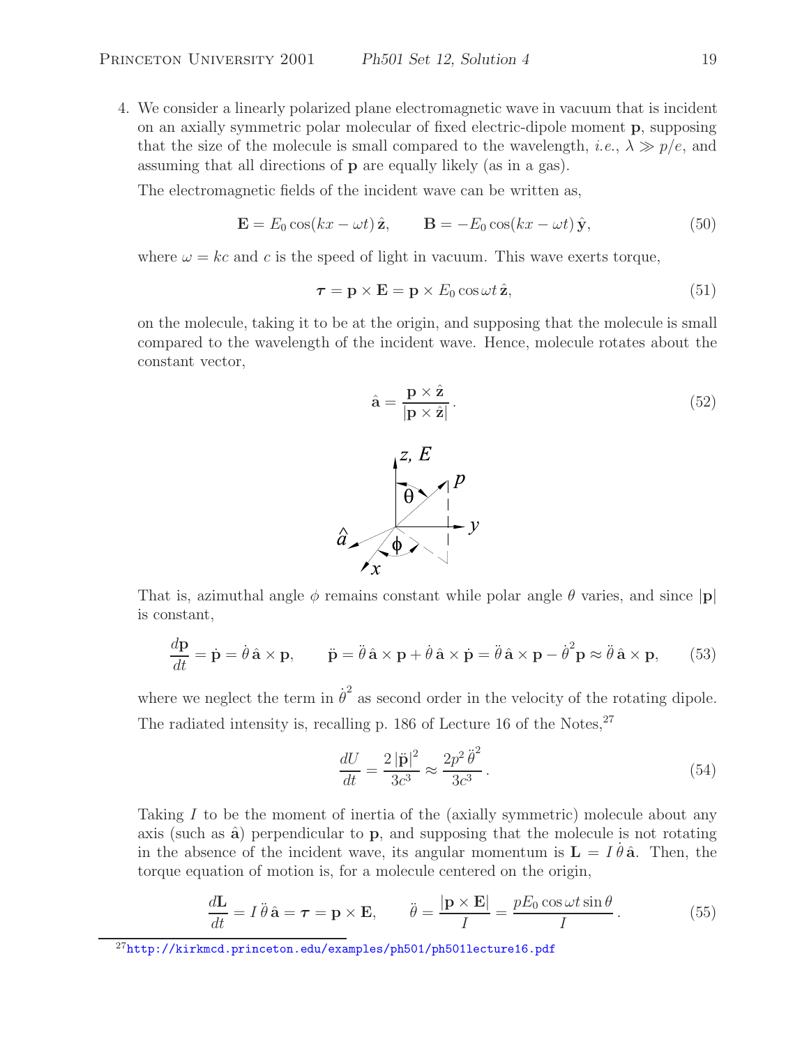4. We consider a linearly polarized plane electromagnetic wave in vacuum that is incident on an axially symmetric polar molecular of fixed electric-dipole moment $\mathbf{p}$, supposing that the size of the molecule is small compared to the wavelength, *i.e.*, $\lambda \gg p/e$, and assuming that all directions of $\mathbf{p}$ are equally likely (as in a gas).

   The electromagnetic fields of the incident wave can be written as,

$$\mathbf{E} = E_0 \cos(kx - \omega t)\,\hat{\mathbf{z}}, \qquad \mathbf{B} = -E_0 \cos(kx - \omega t)\,\hat{\mathbf{y}}, \tag{50}$$

   where $\omega = kc$ and $c$ is the speed of light in vacuum. This wave exerts torque,

$$\boldsymbol{\tau} = \mathbf{p} \times \mathbf{E} = \mathbf{p} \times E_0 \cos\omega t\,\hat{\mathbf{z}}, \tag{51}$$

   on the molecule, taking it to be at the origin, and supposing that the molecule is small compared to the wavelength of the incident wave. Hence, molecule rotates about the constant vector,

$$\hat{\mathbf{a}} = \frac{\mathbf{p} \times \hat{\mathbf{z}}}{|\mathbf{p} \times \hat{\mathbf{z}}|}. \tag{52}$$

   That is, azimuthal angle $\phi$ remains constant while polar angle $\theta$ varies, and since $|\mathbf{p}|$ is constant,

$$\frac{d\mathbf{p}}{dt} = \dot{\mathbf{p}} = \dot{\theta}\,\hat{\mathbf{a}} \times \mathbf{p}, \qquad \ddot{\mathbf{p}} = \ddot{\theta}\,\hat{\mathbf{a}} \times \mathbf{p} + \dot{\theta}\,\hat{\mathbf{a}} \times \dot{\mathbf{p}} = \ddot{\theta}\,\hat{\mathbf{a}} \times \mathbf{p} - \dot{\theta}^2 \mathbf{p} \approx \ddot{\theta}\,\hat{\mathbf{a}} \times \mathbf{p}, \tag{53}$$

   where we neglect the term in $\dot{\theta}^2$ as second order in the velocity of the rotating dipole. The radiated intensity is, recalling p. 186 of Lecture 16 of the Notes,[27]

$$\frac{dU}{dt} = \frac{2\,|\ddot{\mathbf{p}}|^2}{3c^3} \approx \frac{2p^2\,\ddot{\theta}^2}{3c^3}. \tag{54}$$

   Taking $I$ to be the moment of inertia of the (axially symmetric) molecule about any axis (such as $\hat{\mathbf{a}}$) perpendicular to $\mathbf{p}$, and supposing that the molecule is not rotating in the absence of the incident wave, its angular momentum is $\mathbf{L} = I\,\dot{\theta}\,\hat{\mathbf{a}}$. Then, the torque equation of motion is, for a molecule centered on the origin,

$$\frac{d\mathbf{L}}{dt} = I\,\ddot{\theta}\,\hat{\mathbf{a}} = \boldsymbol{\tau} = \mathbf{p} \times \mathbf{E}, \qquad \ddot{\theta} = \frac{|\mathbf{p} \times \mathbf{E}|}{I} = \frac{pE_0 \cos\omega t \sin\theta}{I}. \tag{55}$$

[27] http://kirkmcd.princeton.edu/examples/ph501/ph501lecture16.pdf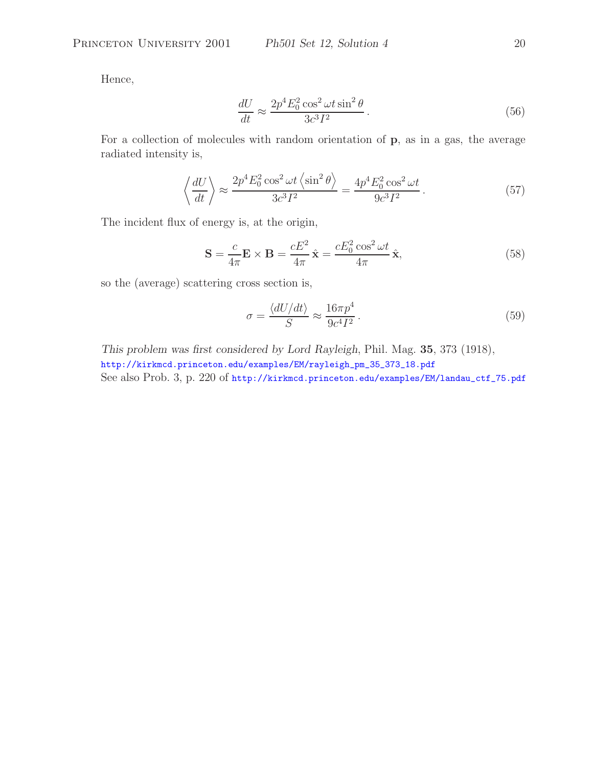Hence,

$$\frac{dU}{dt} \approx \frac{2p^4 E_0^2 \cos^2 \omega t \sin^2 \theta}{3c^3 I^2}. \tag{56}$$

For a collection of molecules with random orientation of $\mathbf{p}$, as in a gas, the average radiated intensity is,

$$\left\langle \frac{dU}{dt} \right\rangle \approx \frac{2p^4 E_0^2 \cos^2 \omega t \left\langle \sin^2 \theta \right\rangle}{3c^3 I^2} = \frac{4p^4 E_0^2 \cos^2 \omega t}{9c^3 I^2}. \tag{57}$$

The incident flux of energy is, at the origin,

$$\mathbf{S} = \frac{c}{4\pi} \mathbf{E} \times \mathbf{B} = \frac{cE^2}{4\pi} \hat{\mathbf{x}} = \frac{cE_0^2 \cos^2 \omega t}{4\pi} \hat{\mathbf{x}}, \tag{58}$$

so the (average) scattering cross section is,

$$\sigma = \frac{\langle dU/dt \rangle}{S} \approx \frac{16\pi p^4}{9c^4 I^2}. \tag{59}$$

*This problem was first considered by Lord Rayleigh*, Phil. Mag. **35**, 373 (1918),
http://kirkmcd.princeton.edu/examples/EM/rayleigh_pm_35_373_18.pdf
See also Prob. 3, p. 220 of http://kirkmcd.princeton.edu/examples/EM/landau_ctf_75.pdf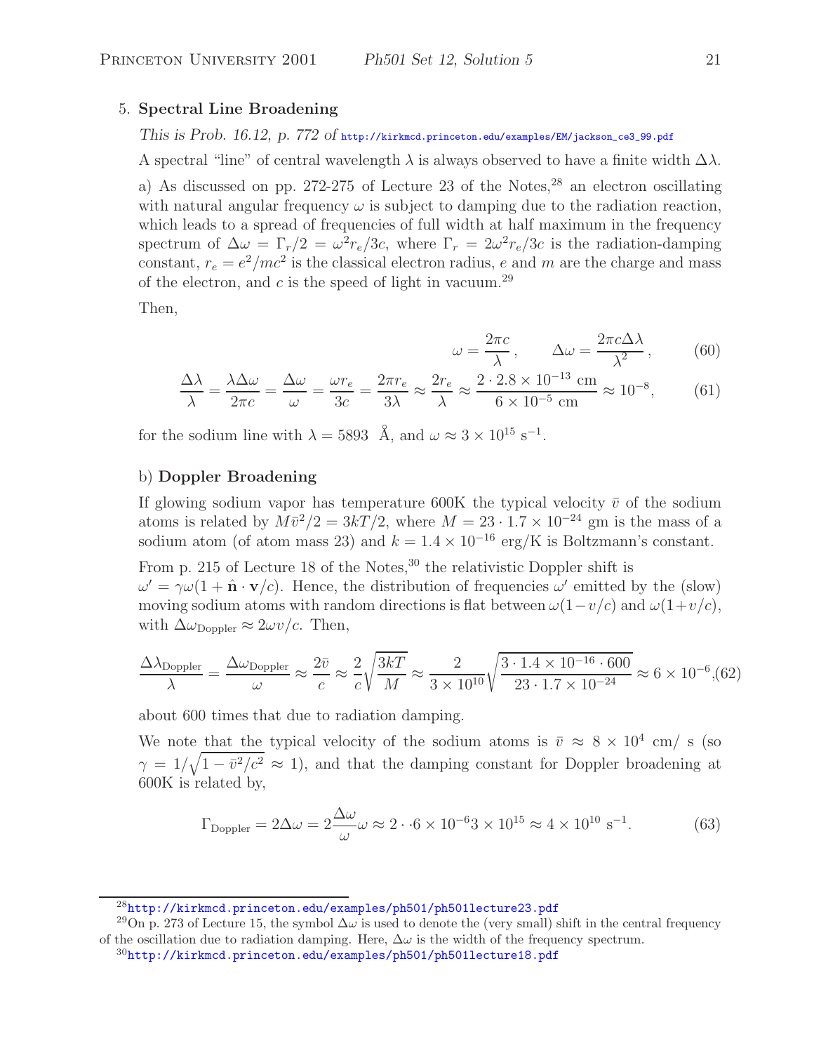5. **Spectral Line Broadening**

*This is Prob. 16.12, p. 772 of* http://kirkmcd.princeton.edu/examples/EM/jackson_ce3_99.pdf

A spectral "line" of central wavelength $\lambda$ is always observed to have a finite width $\Delta\lambda$.

a) As discussed on pp. 272-275 of Lecture 23 of the Notes,[28] an electron oscillating with natural angular frequency $\omega$ is subject to damping due to the radiation reaction, which leads to a spread of frequencies of full width at half maximum in the frequency spectrum of $\Delta\omega = \Gamma_r/2 = \omega^2 r_e/3c$, where $\Gamma_r = 2\omega^2 r_e/3c$ is the radiation-damping constant, $r_e = e^2/mc^2$ is the classical electron radius, $e$ and $m$ are the charge and mass of the electron, and $c$ is the speed of light in vacuum.[29]

Then,

$$\omega = \frac{2\pi c}{\lambda}, \qquad \Delta\omega = \frac{2\pi c \Delta\lambda}{\lambda^2}, \tag{60}$$

$$\frac{\Delta\lambda}{\lambda} = \frac{\lambda\Delta\omega}{2\pi c} = \frac{\Delta\omega}{\omega} = \frac{\omega r_e}{3c} = \frac{2\pi r_e}{3\lambda} \approx \frac{2r_e}{\lambda} \approx \frac{2 \cdot 2.8 \times 10^{-13}\text{ cm}}{6 \times 10^{-5}\text{ cm}} \approx 10^{-8}, \tag{61}$$

for the sodium line with $\lambda = 5893$ Å, and $\omega \approx 3 \times 10^{15}$ s$^{-1}$.

b) **Doppler Broadening**

If glowing sodium vapor has temperature 600K the typical velocity $\bar{v}$ of the sodium atoms is related by $M\bar{v}^2/2 = 3kT/2$, where $M = 23 \cdot 1.7 \times 10^{-24}$ gm is the mass of a sodium atom (of atom mass 23) and $k = 1.4 \times 10^{-16}$ erg/K is Boltzmann's constant.

From p. 215 of Lecture 18 of the Notes,[30] the relativistic Doppler shift is $\omega' = \gamma\omega(1 + \hat{\mathbf{n}} \cdot \mathbf{v}/c)$. Hence, the distribution of frequencies $\omega'$ emitted by the (slow) moving sodium atoms with random directions is flat between $\omega(1-v/c)$ and $\omega(1+v/c)$, with $\Delta\omega_{\text{Doppler}} \approx 2\omega v/c$. Then,

$$\frac{\Delta\lambda_{\text{Doppler}}}{\lambda} = \frac{\Delta\omega_{\text{Doppler}}}{\omega} \approx \frac{2\bar{v}}{c} \approx \frac{2}{c}\sqrt{\frac{3kT}{M}} \approx \frac{2}{3 \times 10^{10}}\sqrt{\frac{3 \cdot 1.4 \times 10^{-16} \cdot 600}{23 \cdot 1.7 \times 10^{-24}}} \approx 6 \times 10^{-6}, \tag{62}$$

about 600 times that due to radiation damping.

We note that the typical velocity of the sodium atoms is $\bar{v} \approx 8 \times 10^4$ cm/ s (so $\gamma = 1/\sqrt{1 - \bar{v}^2/c^2} \approx 1$), and that the damping constant for Doppler broadening at 600K is related by,

$$\Gamma_{\text{Doppler}} = 2\Delta\omega = 2\frac{\Delta\omega}{\omega}\omega \approx 2 \cdot \cdot 6 \times 10^{-6} 3 \times 10^{15} \approx 4 \times 10^{10}\text{ s}^{-1}. \tag{63}$$

---

[28] http://kirkmcd.princeton.edu/examples/ph501/ph501lecture23.pdf

[29] On p. 273 of Lecture 15, the symbol $\Delta\omega$ is used to denote the (very small) shift in the central frequency of the oscillation due to radiation damping. Here, $\Delta\omega$ is the width of the frequency spectrum.

[30] http://kirkmcd.princeton.edu/examples/ph501/ph501lecture18.pdf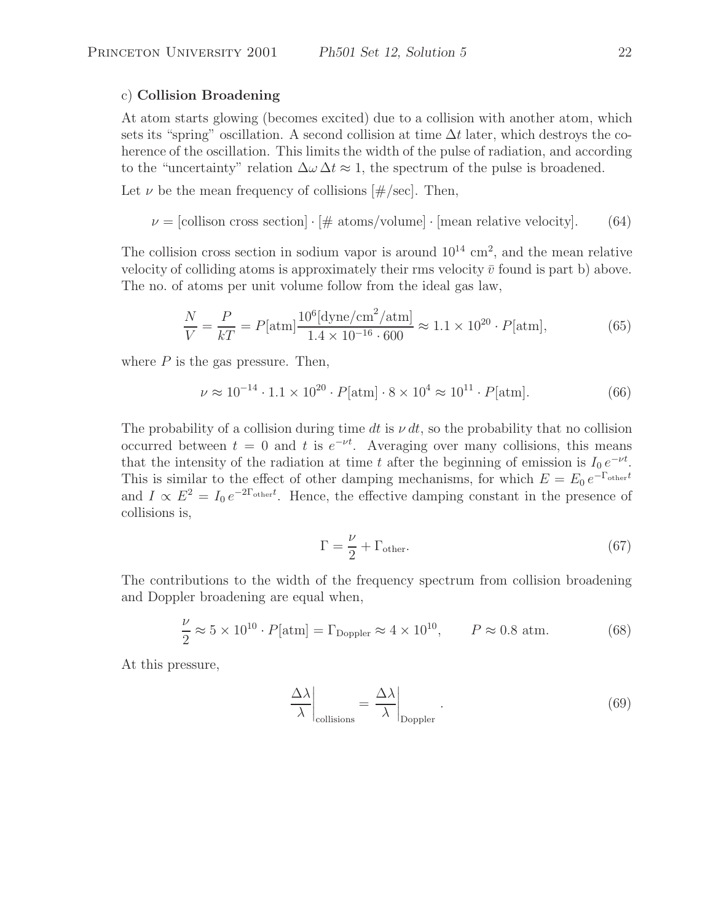c) **Collision Broadening**

At atom starts glowing (becomes excited) due to a collision with another atom, which sets its "spring" oscillation. A second collision at time $\Delta t$ later, which destroys the coherence of the oscillation. This limits the width of the pulse of radiation, and according to the "uncertainty" relation $\Delta\omega\,\Delta t \approx 1$, the spectrum of the pulse is broadened.

Let $\nu$ be the mean frequency of collisions [#/sec]. Then,

$$\nu = [\text{collison cross section}] \cdot [\#\text{ atoms/volume}] \cdot [\text{mean relative velocity}]. \tag{64}$$

The collision cross section in sodium vapor is around $10^{14}$ cm$^2$, and the mean relative velocity of colliding atoms is approximately their rms velocity $\bar{v}$ found is part b) above. The no. of atoms per unit volume follow from the ideal gas law,

$$\frac{N}{V} = \frac{P}{kT} = P[\text{atm}]\frac{10^6[\text{dyne/cm}^2/\text{atm}]}{1.4 \times 10^{-16} \cdot 600} \approx 1.1 \times 10^{20} \cdot P[\text{atm}], \tag{65}$$

where $P$ is the gas pressure. Then,

$$\nu \approx 10^{-14} \cdot 1.1 \times 10^{20} \cdot P[\text{atm}] \cdot 8 \times 10^4 \approx 10^{11} \cdot P[\text{atm}]. \tag{66}$$

The probability of a collision during time $dt$ is $\nu\, dt$, so the probability that no collision occurred between $t = 0$ and $t$ is $e^{-\nu t}$. Averaging over many collisions, this means that the intensity of the radiation at time $t$ after the beginning of emission is $I_0\, e^{-\nu t}$. This is similar to the effect of other damping mechanisms, for which $E = E_0\, e^{-\Gamma_{\text{other}} t}$ and $I \propto E^2 = I_0\, e^{-2\Gamma_{\text{other}} t}$. Hence, the effective damping constant in the presence of collisions is,

$$\Gamma = \frac{\nu}{2} + \Gamma_{\text{other}}. \tag{67}$$

The contributions to the width of the frequency spectrum from collision broadening and Doppler broadening are equal when,

$$\frac{\nu}{2} \approx 5 \times 10^{10} \cdot P[\text{atm}] = \Gamma_{\text{Doppler}} \approx 4 \times 10^{10}, \qquad P \approx 0.8 \text{ atm}. \tag{68}$$

At this pressure,

$$\left.\frac{\Delta\lambda}{\lambda}\right|_{\text{collisions}} = \left.\frac{\Delta\lambda}{\lambda}\right|_{\text{Doppler}}. \tag{69}$$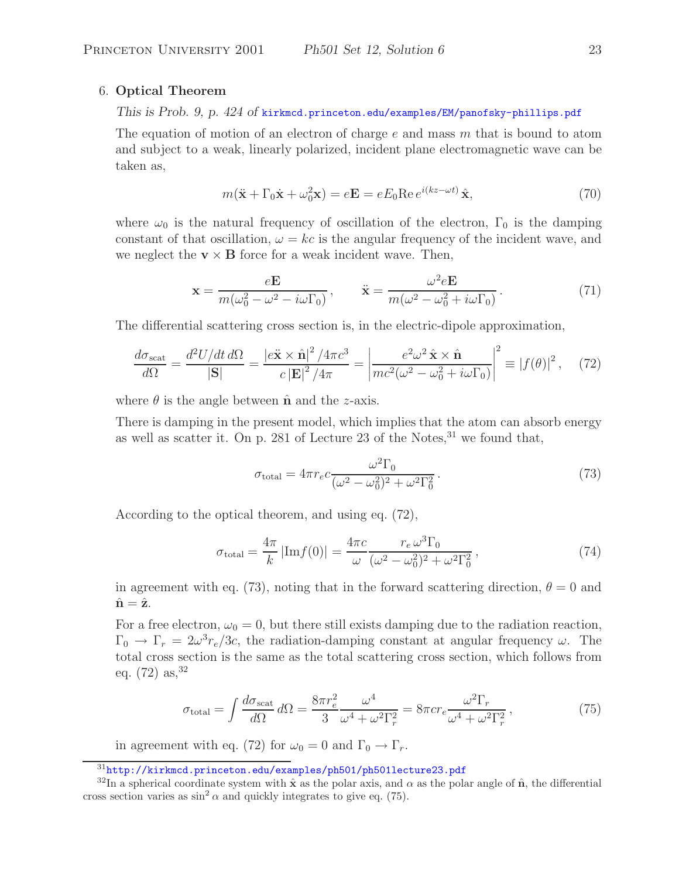6. **Optical Theorem**

*This is Prob. 9, p. 424 of* kirkmcd.princeton.edu/examples/EM/panofsky-phillips.pdf

The equation of motion of an electron of charge $e$ and mass $m$ that is bound to atom and subject to a weak, linearly polarized, incident plane electromagnetic wave can be taken as,

$$m(\ddot{\mathbf{x}} + \Gamma_0 \dot{\mathbf{x}} + \omega_0^2 \mathbf{x}) = e\mathbf{E} = eE_0 \mathrm{Re}\, e^{i(kz-\omega t)}\, \hat{\mathbf{x}}, \tag{70}$$

where $\omega_0$ is the natural frequency of oscillation of the electron, $\Gamma_0$ is the damping constant of that oscillation, $\omega = kc$ is the angular frequency of the incident wave, and we neglect the $\mathbf{v} \times \mathbf{B}$ force for a weak incident wave. Then,

$$\mathbf{x} = \frac{e\mathbf{E}}{m(\omega_0^2 - \omega^2 - i\omega\Gamma_0)}, \qquad \ddot{\mathbf{x}} = \frac{\omega^2 e\mathbf{E}}{m(\omega^2 - \omega_0^2 + i\omega\Gamma_0)}. \tag{71}$$

The differential scattering cross section is, in the electric-dipole approximation,

$$\frac{d\sigma_{\mathrm{scat}}}{d\Omega} = \frac{d^2U/dt\, d\Omega}{|\mathbf{S}|} = \frac{\left|e\ddot{\mathbf{x}} \times \hat{\mathbf{n}}\right|^2/4\pi c^3}{c\left|\mathbf{E}\right|^2/4\pi} = \left|\frac{e^2\omega^2\, \hat{\mathbf{x}} \times \hat{\mathbf{n}}}{mc^2(\omega^2 - \omega_0^2 + i\omega\Gamma_0)}\right|^2 \equiv |f(\theta)|^2, \tag{72}$$

where $\theta$ is the angle between $\hat{\mathbf{n}}$ and the $z$-axis.

There is damping in the present model, which implies that the atom can absorb energy as well as scatter it. On p. 281 of Lecture 23 of the Notes,[31] we found that,

$$\sigma_{\mathrm{total}} = 4\pi r_e c \frac{\omega^2\Gamma_0}{(\omega^2 - \omega_0^2)^2 + \omega^2\Gamma_0^2}. \tag{73}$$

According to the optical theorem, and using eq. (72),

$$\sigma_{\mathrm{total}} = \frac{4\pi}{k}\left|\mathrm{Im} f(0)\right| = \frac{4\pi c}{\omega}\frac{r_e\, \omega^3\Gamma_0}{(\omega^2 - \omega_0^2)^2 + \omega^2\Gamma_0^2}, \tag{74}$$

in agreement with eq. (73), noting that in the forward scattering direction, $\theta = 0$ and $\hat{\mathbf{n}} = \hat{\mathbf{z}}$.

For a free electron, $\omega_0 = 0$, but there still exists damping due to the radiation reaction, $\Gamma_0 \to \Gamma_r = 2\omega^3 r_e/3c$, the radiation-damping constant at angular frequency $\omega$. The total cross section is the same as the total scattering cross section, which follows from eq. (72) as,[32]

$$\sigma_{\mathrm{total}} = \int \frac{d\sigma_{\mathrm{scat}}}{d\Omega}\, d\Omega = \frac{8\pi r_e^2}{3}\frac{\omega^4}{\omega^4 + \omega^2\Gamma_r^2} = 8\pi c r_e \frac{\omega^2\Gamma_r}{\omega^4 + \omega^2\Gamma_r^2}, \tag{75}$$

in agreement with eq. (72) for $\omega_0 = 0$ and $\Gamma_0 \to \Gamma_r$.

---

[31] http://kirkmcd.princeton.edu/examples/ph501/ph501lecture23.pdf

[32] In a spherical coordinate system with $\hat{\mathbf{x}}$ as the polar axis, and $\alpha$ as the polar angle of $\hat{\mathbf{n}}$, the differential cross section varies as $\sin^2\alpha$ and quickly integrates to give eq. (75).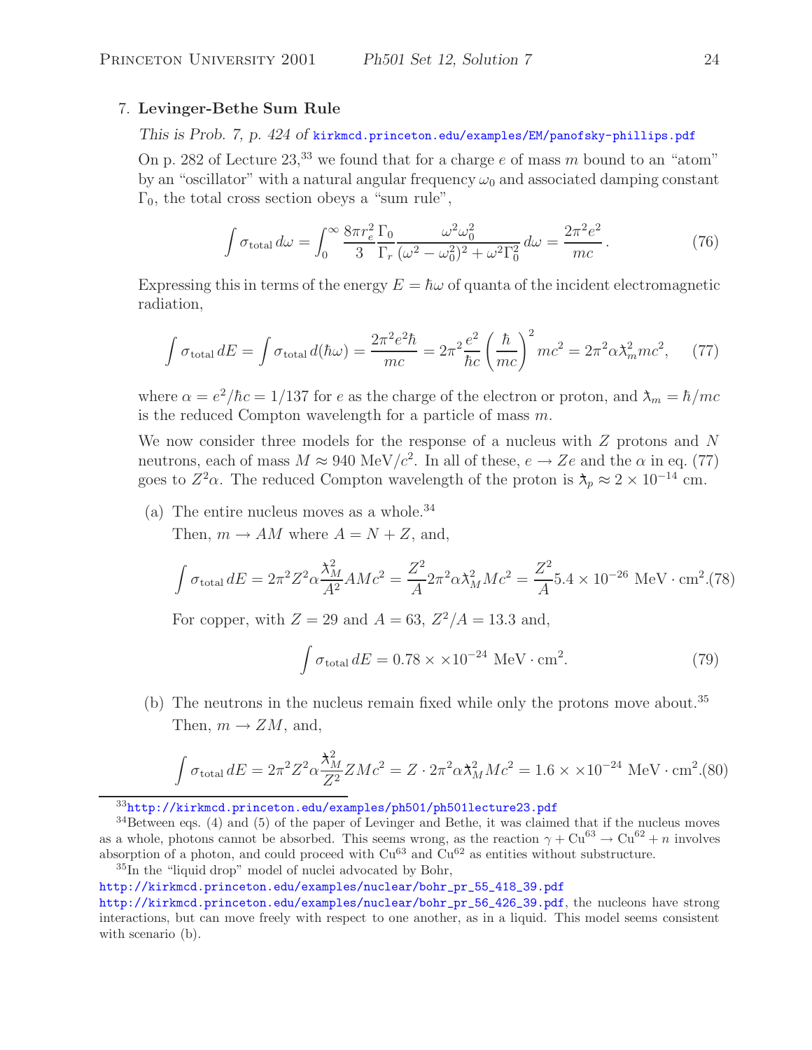7. **Levinger-Bethe Sum Rule**

*This is Prob. 7, p. 424 of* kirkmcd.princeton.edu/examples/EM/panofsky-phillips.pdf

On p. 282 of Lecture 23,[33] we found that for a charge $e$ of mass $m$ bound to an "atom" by an "oscillator" with a natural angular frequency $\omega_0$ and associated damping constant $\Gamma_0$, the total cross section obeys a "sum rule",

$$\int \sigma_{\rm total}\, d\omega = \int_0^\infty \frac{8\pi r_e^2}{3} \frac{\Gamma_0}{\Gamma_r} \frac{\omega^2 \omega_0^2}{(\omega^2 - \omega_0^2)^2 + \omega^2 \Gamma_0^2}\, d\omega = \frac{2\pi^2 e^2}{mc}\,. \tag{76}$$

Expressing this in terms of the energy $E = \hbar\omega$ of quanta of the incident electromagnetic radiation,

$$\int \sigma_{\rm total}\, dE = \int \sigma_{\rm total}\, d(\hbar\omega) = \frac{2\pi^2 e^2 \hbar}{mc} = 2\pi^2 \frac{e^2}{\hbar c} \left(\frac{\hbar}{mc}\right)^2 mc^2 = 2\pi^2 \alpha \lambda\!\!\!^{-}{}_m^2 mc^2, \tag{77}$$

where $\alpha = e^2/\hbar c = 1/137$ for $e$ as the charge of the electron or proton, and $\lambda\!\!\!^{-}{}_m = \hbar/mc$ is the reduced Compton wavelength for a particle of mass $m$.

We now consider three models for the response of a nucleus with $Z$ protons and $N$ neutrons, each of mass $M \approx 940$ MeV/$c^2$. In all of these, $e \to Ze$ and the $\alpha$ in eq. (77) goes to $Z^2\alpha$. The reduced Compton wavelength of the proton is $\lambda\!\!\!^{-}{}_p \approx 2 \times 10^{-14}$ cm.

(a) The entire nucleus moves as a whole.[34]

Then, $m \to AM$ where $A = N + Z$, and,

$$\int \sigma_{\rm total}\, dE = 2\pi^2 Z^2 \alpha \frac{\lambda\!\!\!^{-}{}_M^2}{A^2} AMc^2 = \frac{Z^2}{A} 2\pi^2 \alpha \lambda\!\!\!^{-}{}_M^2 Mc^2 = \frac{Z^2}{A} 5.4 \times 10^{-26} \text{ MeV} \cdot \text{cm}^2. \tag{78}$$

For copper, with $Z = 29$ and $A = 63$, $Z^2/A = 13.3$ and,

$$\int \sigma_{\rm total}\, dE = 0.78 \times \times 10^{-24} \text{ MeV} \cdot \text{cm}^2. \tag{79}$$

(b) The neutrons in the nucleus remain fixed while only the protons move about.[35]

Then, $m \to ZM$, and,

$$\int \sigma_{\rm total}\, dE = 2\pi^2 Z^2 \alpha \frac{\lambda\!\!\!^{-}{}_M^2}{Z^2} ZMc^2 = Z \cdot 2\pi^2 \alpha \lambda\!\!\!^{-}{}_M^2 Mc^2 = 1.6 \times \times 10^{-24} \text{ MeV} \cdot \text{cm}^2. \tag{80}$$

---

[33] http://kirkmcd.princeton.edu/examples/ph501/ph501lecture23.pdf

[34] Between eqs. (4) and (5) of the paper of Levinger and Bethe, it was claimed that if the nucleus moves as a whole, photons cannot be absorbed. This seems wrong, as the reaction $\gamma + {\rm Cu}^{63} \to {\rm Cu}^{62} + n$ involves absorption of a photon, and could proceed with ${\rm Cu}^{63}$ and ${\rm Cu}^{62}$ as entities without substructure.

[35] In the "liquid drop" model of nuclei advocated by Bohr,
http://kirkmcd.princeton.edu/examples/nuclear/bohr_pr_55_418_39.pdf
http://kirkmcd.princeton.edu/examples/nuclear/bohr_pr_56_426_39.pdf, the nucleons have strong interactions, but can move freely with respect to one another, as in a liquid. This model seems consistent with scenario (b).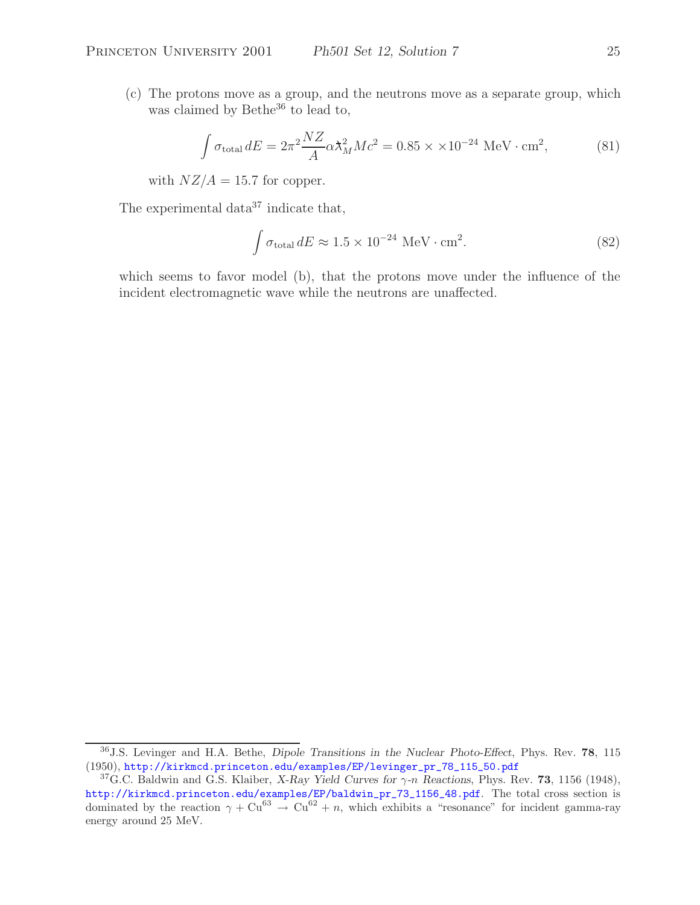(c) The protons move as a group, and the neutrons move as a separate group, which was claimed by Bethe[36] to lead to,

$$\int \sigma_{\text{total}}\, dE = 2\pi^2 \frac{NZ}{A} \alpha \lambda\!\!\!^{-2}_M Mc^2 = 0.85 \times \times 10^{-24}\ \text{MeV} \cdot \text{cm}^2, \tag{81}$$

with $NZ/A = 15.7$ for copper.

The experimental data[37] indicate that,

$$\int \sigma_{\text{total}}\, dE \approx 1.5 \times 10^{-24}\ \text{MeV} \cdot \text{cm}^2. \tag{82}$$

which seems to favor model (b), that the protons move under the influence of the incident electromagnetic wave while the neutrons are unaffected.

---

[36] J.S. Levinger and H.A. Bethe, *Dipole Transitions in the Nuclear Photo-Effect*, Phys. Rev. **78**, 115 (1950), http://kirkmcd.princeton.edu/examples/EP/levinger_pr_78_115_50.pdf

[37] G.C. Baldwin and G.S. Klaiber, *X-Ray Yield Curves for γ-n Reactions*, Phys. Rev. **73**, 1156 (1948), http://kirkmcd.princeton.edu/examples/EP/baldwin_pr_73_1156_48.pdf. The total cross section is dominated by the reaction $\gamma + \text{Cu}^{63} \to \text{Cu}^{62} + n$, which exhibits a "resonance" for incident gamma-ray energy around 25 MeV.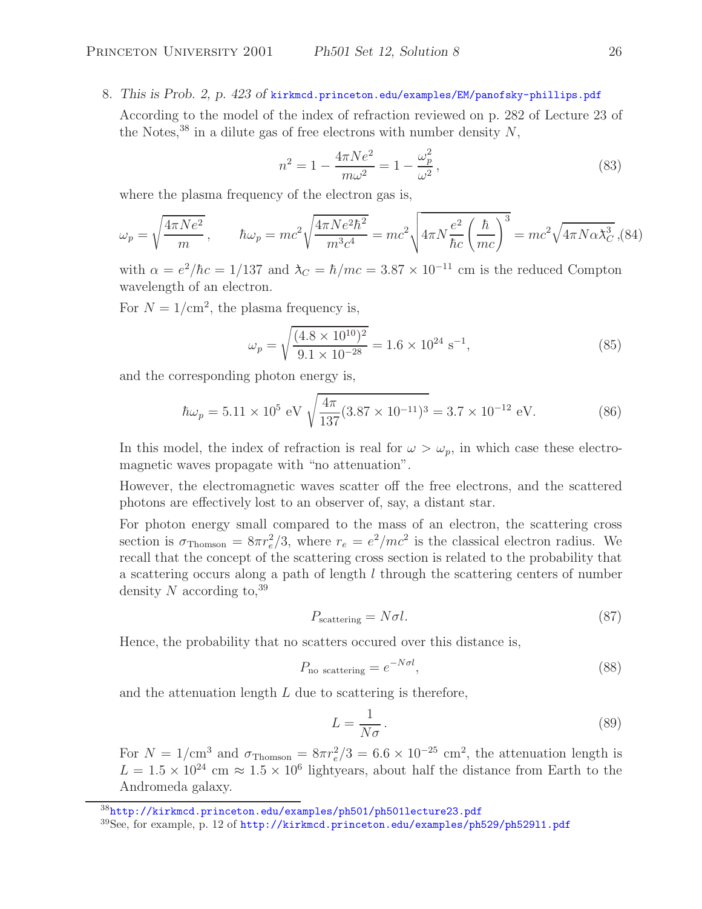8. *This is Prob. 2, p. 423 of* kirkmcd.princeton.edu/examples/EM/panofsky-phillips.pdf

According to the model of the index of refraction reviewed on p. 282 of Lecture 23 of the Notes,[38] in a dilute gas of free electrons with number density $N$,

$$n^2 = 1 - \frac{4\pi N e^2}{m\omega^2} = 1 - \frac{\omega_p^2}{\omega^2}\,, \tag{83}$$

where the plasma frequency of the electron gas is,

$$\omega_p = \sqrt{\frac{4\pi N e^2}{m}}\,, \qquad \hbar\omega_p = mc^2\sqrt{\frac{4\pi N e^2 \hbar^2}{m^3 c^4}} = mc^2\sqrt{4\pi N \frac{e^2}{\hbar c}\left(\frac{\hbar}{mc}\right)^3} = mc^2\sqrt{4\pi N \alpha \lambda\!\!\!^{-}_C{}^3}\,, \tag{84}$$

with $\alpha = e^2/\hbar c = 1/137$ and $\lambda\!\!\!^{-}_C = \hbar/mc = 3.87 \times 10^{-11}$ cm is the reduced Compton wavelength of an electron.

For $N = 1/\mathrm{cm}^2$, the plasma frequency is,

$$\omega_p = \sqrt{\frac{(4.8 \times 10^{10})^2}{9.1 \times 10^{-28}}} = 1.6 \times 10^{24}\ \mathrm{s}^{-1}, \tag{85}$$

and the corresponding photon energy is,

$$\hbar\omega_p = 5.11 \times 10^5\ \mathrm{eV}\ \sqrt{\frac{4\pi}{137}(3.87 \times 10^{-11})^3} = 3.7 \times 10^{-12}\ \mathrm{eV}. \tag{86}$$

In this model, the index of refraction is real for $\omega > \omega_p$, in which case these electromagnetic waves propagate with "no attenuation".

However, the electromagnetic waves scatter off the free electrons, and the scattered photons are effectively lost to an observer of, say, a distant star.

For photon energy small compared to the mass of an electron, the scattering cross section is $\sigma_{\mathrm{Thomson}} = 8\pi r_e^2/3$, where $r_e = e^2/mc^2$ is the classical electron radius. We recall that the concept of the scattering cross section is related to the probability that a scattering occurs along a path of length $l$ through the scattering centers of number density $N$ according to,[39]

$$P_{\mathrm{scattering}} = N\sigma l. \tag{87}$$

Hence, the probability that no scatters occured over this distance is,

$$P_{\mathrm{no\ scattering}} = e^{-N\sigma l}, \tag{88}$$

and the attenuation length $L$ due to scattering is therefore,

$$L = \frac{1}{N\sigma}\,. \tag{89}$$

For $N = 1/\mathrm{cm}^3$ and $\sigma_{\mathrm{Thomson}} = 8\pi r_e^2/3 = 6.6 \times 10^{-25}\ \mathrm{cm}^2$, the attenuation length is $L = 1.5 \times 10^{24}$ cm $\approx 1.5 \times 10^6$ lightyears, about half the distance from Earth to the Andromeda galaxy.

---

[38] http://kirkmcd.princeton.edu/examples/ph501/ph501lecture23.pdf

[39] See, for example, p. 12 of http://kirkmcd.princeton.edu/examples/ph529/ph529l1.pdf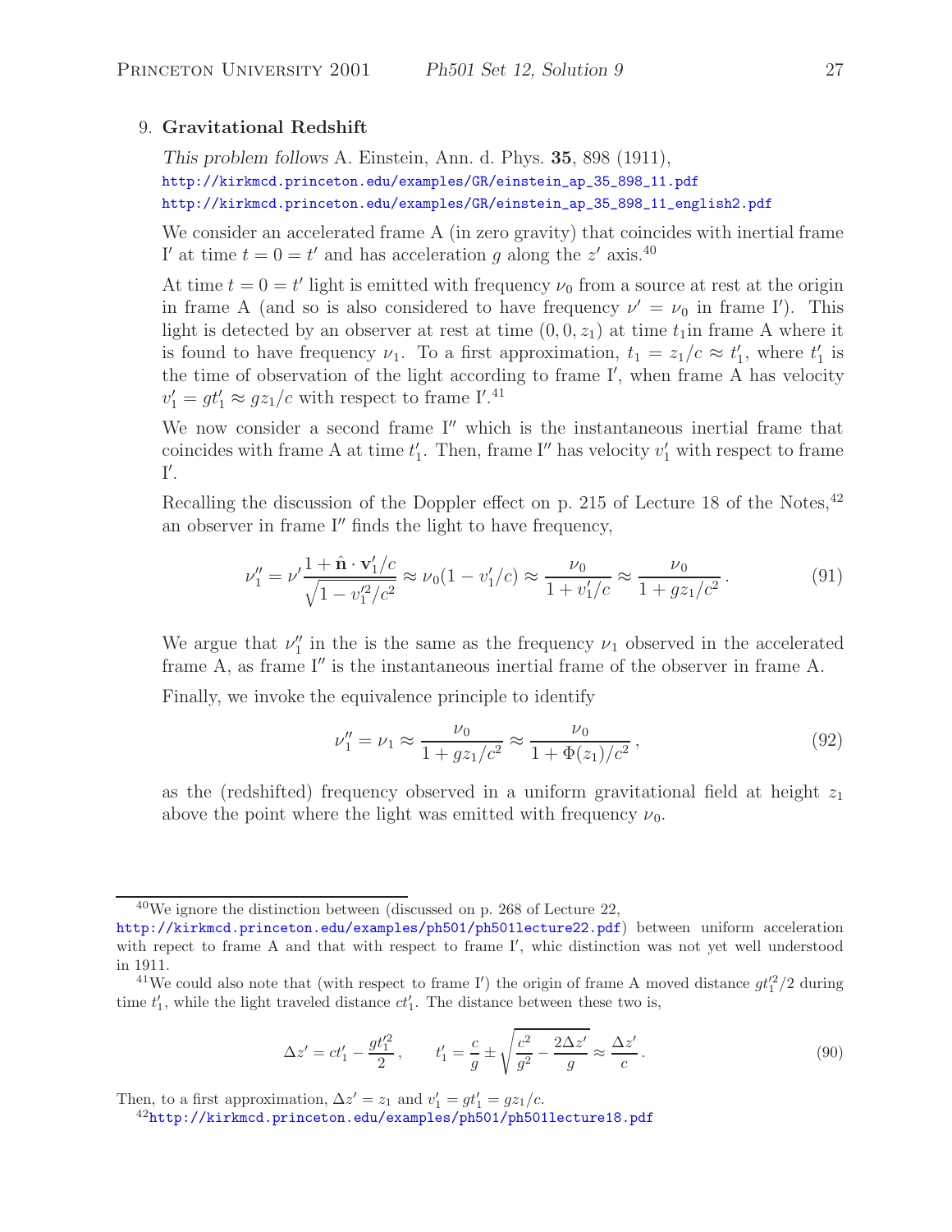9. **Gravitational Redshift**

*This problem follows* A. Einstein, Ann. d. Phys. **35**, 898 (1911),
http://kirkmcd.princeton.edu/examples/GR/einstein_ap_35_898_11.pdf
http://kirkmcd.princeton.edu/examples/GR/einstein_ap_35_898_11_english2.pdf

We consider an accelerated frame A (in zero gravity) that coincides with inertial frame I′ at time $t = 0 = t'$ and has acceleration $g$ along the $z'$ axis.[40]

At time $t = 0 = t'$ light is emitted with frequency $\nu_0$ from a source at rest at the origin in frame A (and so is also considered to have frequency $\nu' = \nu_0$ in frame I′). This light is detected by an observer at rest at time $(0, 0, z_1)$ at time $t_1$in frame A where it is found to have frequency $\nu_1$. To a first approximation, $t_1 = z_1/c \approx t'_1$, where $t'_1$ is the time of observation of the light according to frame I′, when frame A has velocity $v'_1 = gt'_1 \approx gz_1/c$ with respect to frame I′.[41]

We now consider a second frame I′′ which is the instantaneous inertial frame that coincides with frame A at time $t'_1$. Then, frame I′′ has velocity $v'_1$ with respect to frame I′.

Recalling the discussion of the Doppler effect on p. 215 of Lecture 18 of the Notes,[42] an observer in frame I′′ finds the light to have frequency,

$$\nu''_1 = \nu' \frac{1 + \hat{\mathbf{n}} \cdot \mathbf{v}'_1/c}{\sqrt{1 - v'^2_1/c^2}} \approx \nu_0(1 - v'_1/c) \approx \frac{\nu_0}{1 + v'_1/c} \approx \frac{\nu_0}{1 + gz_1/c^2}\,. \tag{91}$$

We argue that $\nu''_1$ in the is the same as the frequency $\nu_1$ observed in the accelerated frame A, as frame I′′ is the instantaneous inertial frame of the observer in frame A.

Finally, we invoke the equivalence principle to identify

$$\nu''_1 = \nu_1 \approx \frac{\nu_0}{1 + gz_1/c^2} \approx \frac{\nu_0}{1 + \Phi(z_1)/c^2}\,, \tag{92}$$

as the (redshifted) frequency observed in a uniform gravitational field at height $z_1$ above the point where the light was emitted with frequency $\nu_0$.

---

[40] We ignore the distinction between (discussed on p. 268 of Lecture 22, http://kirkmcd.princeton.edu/examples/ph501/ph501lecture22.pdf) between uniform acceleration with repect to frame A and that with respect to frame I′, whic distinction was not yet well understood in 1911.

[41] We could also note that (with respect to frame I′) the origin of frame A moved distance $gt'^2_1/2$ during time $t'_1$, while the light traveled distance $ct'_1$. The distance between these two is,

$$\Delta z' = ct'_1 - \frac{gt'^2_1}{2}\,, \qquad t'_1 = \frac{c}{g} \pm \sqrt{\frac{c^2}{g^2} - \frac{2\Delta z'}{g}} \approx \frac{\Delta z'}{c}\,. \tag{90}$$

Then, to a first approximation, $\Delta z' = z_1$ and $v'_1 = gt'_1 = gz_1/c$.

[42] http://kirkmcd.princeton.edu/examples/ph501/ph501lecture18.pdf